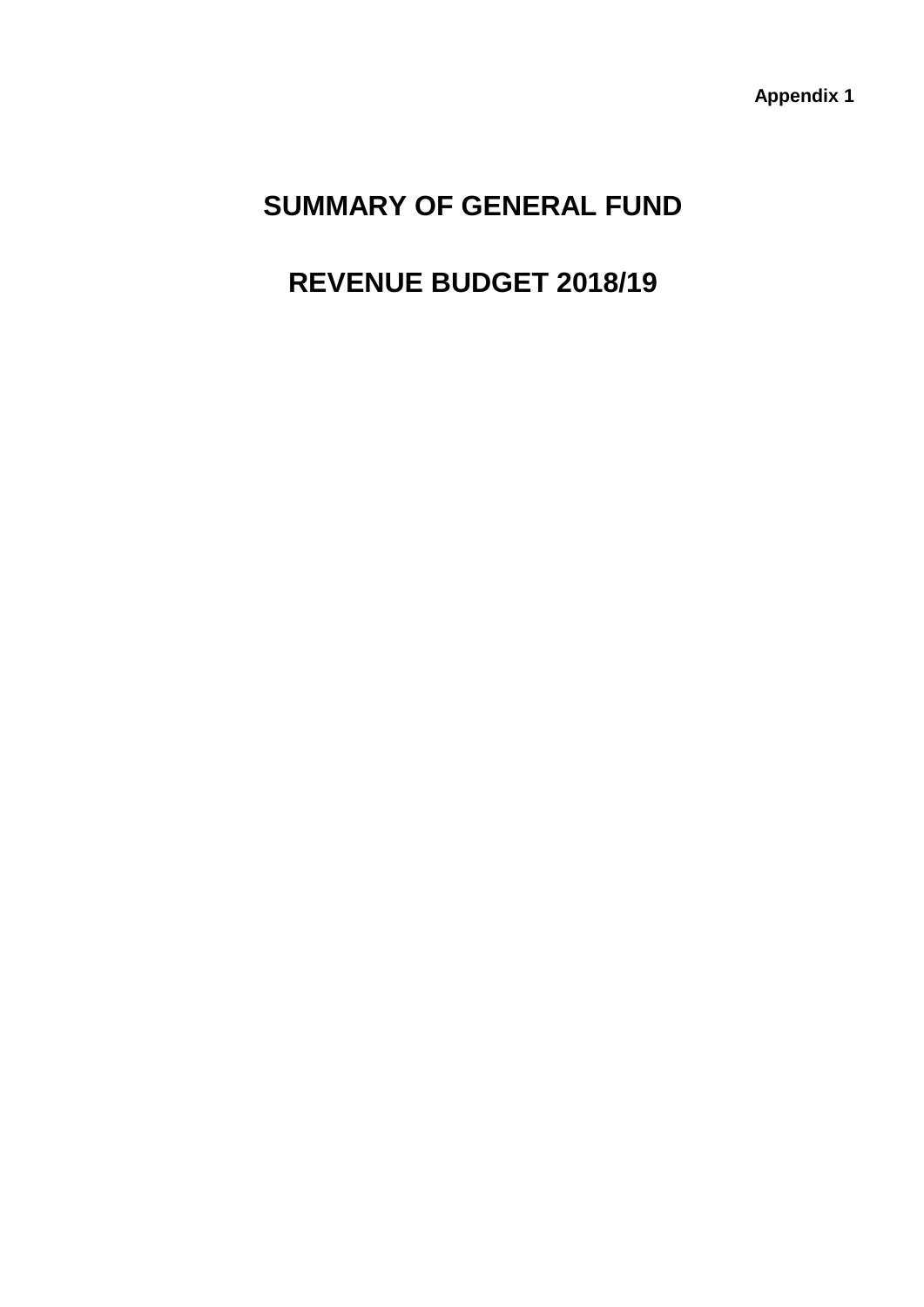**Appendix 1**

# SUMMARY OF GENERAL FUND

# REVENUE BUDGET 2018/19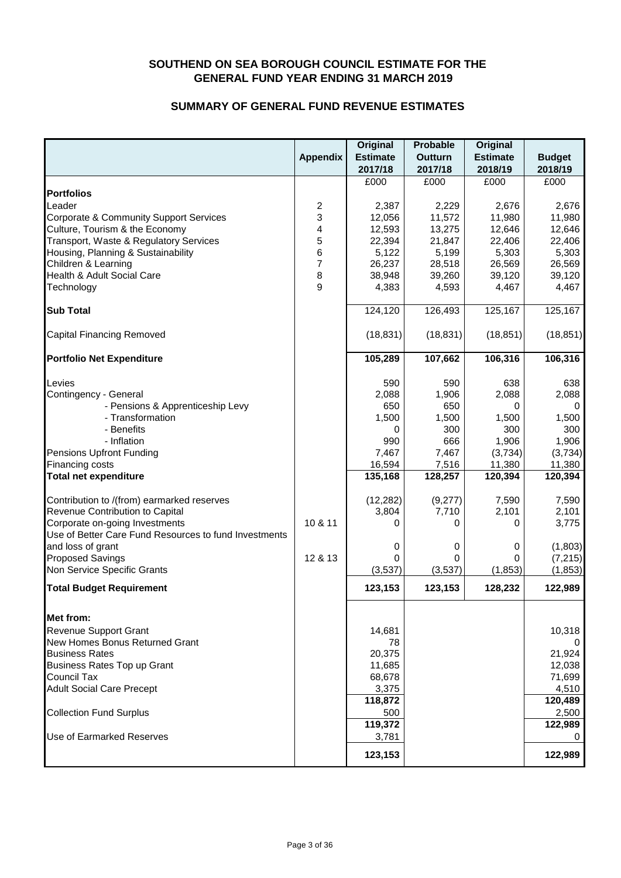# SOUTHEND ON SEA BOROUGH COUNCIL ESTIMATE FOR THE GENERAL FUND YEAR ENDING 31 MARCH 2019

## SUMMARY OF GENERAL FUND REVENUE ESTIMATES

| | Appendix | Original Estimate 2017/18 | Probable Outturn 2017/18 | Original Estimate 2018/19 | Budget 2018/19 |
|---|---|---|---|---|---|
| | | £000 | £000 | £000 | £000 |
| **Portfolios** | | | | | |
| Leader | 2 | 2,387 | 2,229 | 2,676 | 2,676 |
| Corporate & Community Support Services | 3 | 12,056 | 11,572 | 11,980 | 11,980 |
| Culture, Tourism & the Economy | 4 | 12,593 | 13,275 | 12,646 | 12,646 |
| Transport, Waste & Regulatory Services | 5 | 22,394 | 21,847 | 22,406 | 22,406 |
| Housing, Planning & Sustainability | 6 | 5,122 | 5,199 | 5,303 | 5,303 |
| Children & Learning | 7 | 26,237 | 28,518 | 26,569 | 26,569 |
| Health & Adult Social Care | 8 | 38,948 | 39,260 | 39,120 | 39,120 |
| Technology | 9 | 4,383 | 4,593 | 4,467 | 4,467 |
| **Sub Total** | | 124,120 | 126,493 | 125,167 | 125,167 |
| Capital Financing Removed | | (18,831) | (18,831) | (18,851) | (18,851) |
| **Portfolio Net Expenditure** | | **105,289** | **107,662** | **106,316** | **106,316** |
| Levies | | 590 | 590 | 638 | 638 |
| Contingency - General | | 2,088 | 1,906 | 2,088 | 2,088 |
| - Pensions & Apprenticeship Levy | | 650 | 650 | 0 | 0 |
| - Transformation | | 1,500 | 1,500 | 1,500 | 1,500 |
| - Benefits | | 0 | 300 | 300 | 300 |
| - Inflation | | 990 | 666 | 1,906 | 1,906 |
| Pensions Upfront Funding | | 7,467 | 7,467 | (3,734) | (3,734) |
| Financing costs | | 16,594 | 7,516 | 11,380 | 11,380 |
| **Total net expenditure** | | **135,168** | **128,257** | **120,394** | **120,394** |
| Contribution to /(from) earmarked reserves | | (12,282) | (9,277) | 7,590 | 7,590 |
| Revenue Contribution to Capital | | 3,804 | 7,710 | 2,101 | 2,101 |
| Corporate on-going Investments | 10 & 11 | 0 | 0 | 0 | 3,775 |
| Use of Better Care Fund Resources to fund Investments and loss of grant | | 0 | 0 | 0 | (1,803) |
| Proposed Savings | 12 & 13 | 0 | 0 | 0 | (7,215) |
| Non Service Specific Grants | | (3,537) | (3,537) | (1,853) | (1,853) |
| **Total Budget Requirement** | | **123,153** | **123,153** | **128,232** | **122,989** |
| **Met from:** | | | | | |
| Revenue Support Grant | | 14,681 | | | 10,318 |
| New Homes Bonus Returned Grant | | 78 | | | 0 |
| Business Rates | | 20,375 | | | 21,924 |
| Business Rates Top up Grant | | 11,685 | | | 12,038 |
| Council Tax | | 68,678 | | | 71,699 |
| Adult Social Care Precept | | 3,375 | | | 4,510 |
| | | **118,872** | | | **120,489** |
| Collection Fund Surplus | | 500 | | | 2,500 |
| | | **119,372** | | | **122,989** |
| Use of Earmarked Reserves | | 3,781 | | | 0 |
| | | **123,153** | | | **122,989** |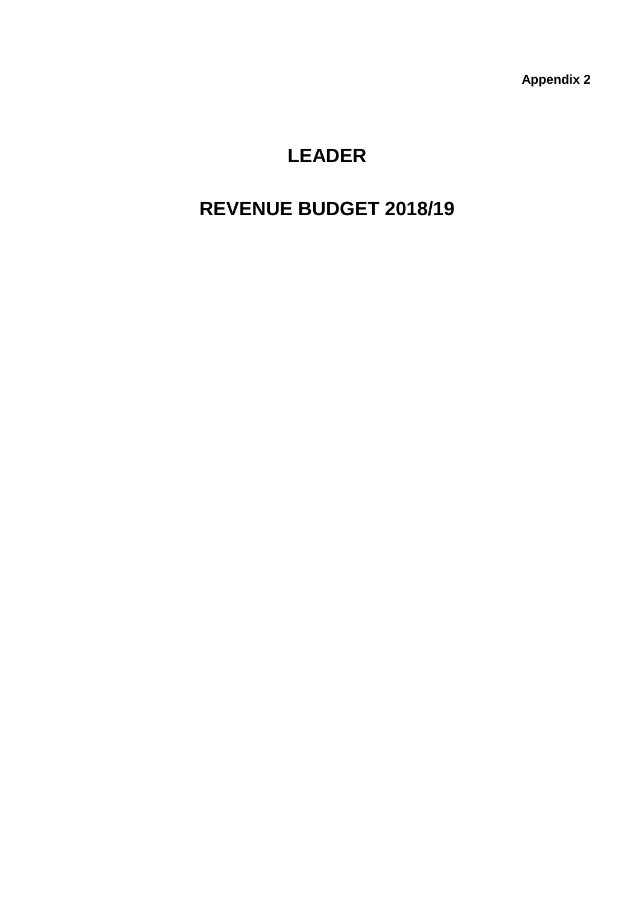**Appendix 2**

# LEADER

# REVENUE BUDGET 2018/19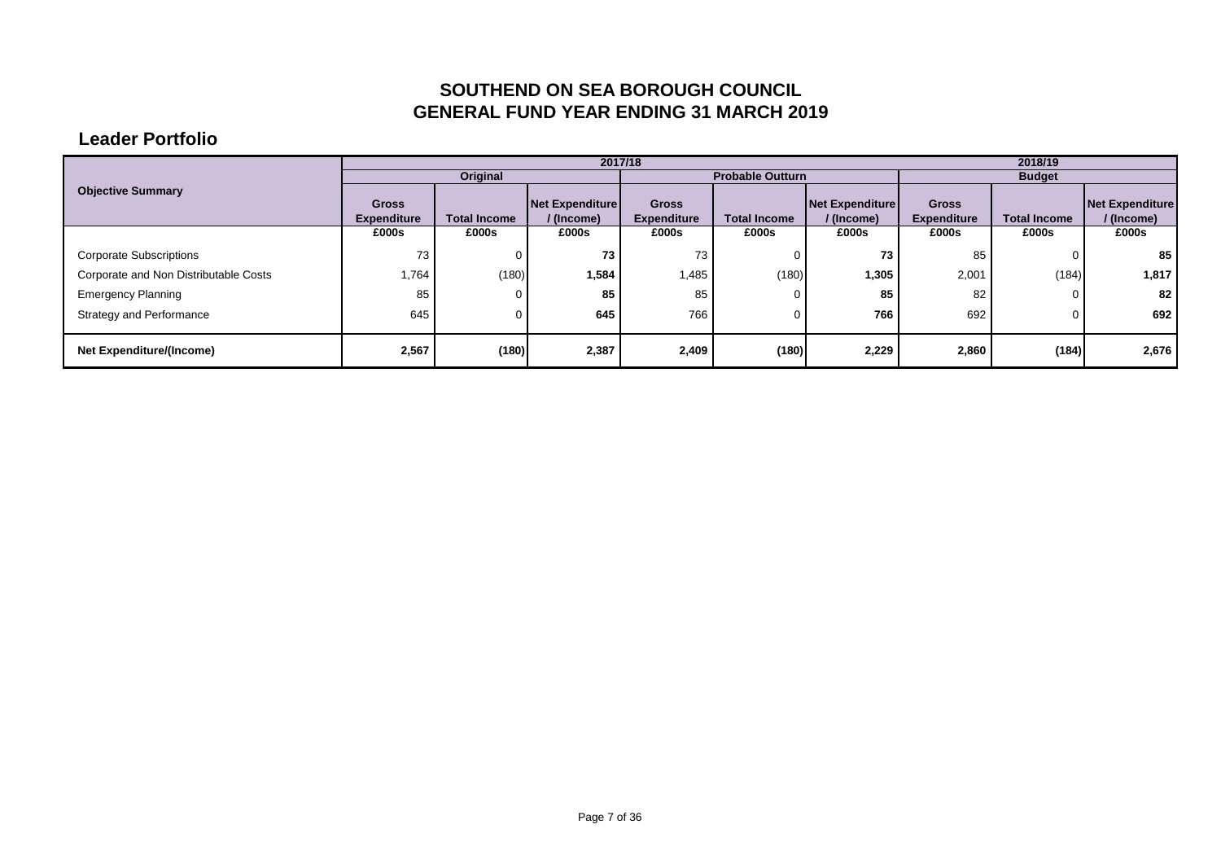# SOUTHEND ON SEA BOROUGH COUNCIL
# GENERAL FUND YEAR ENDING 31 MARCH 2019

## Leader Portfolio

| Objective Summary | 2017/18 | | | | | | 2018/19 | | |
|---|---|---|---|---|---|---|---|---|---|
| | Original | | | Probable Outturn | | | Budget | | |
| | Gross Expenditure | Total Income | Net Expenditure / (Income) | Gross Expenditure | Total Income | Net Expenditure / (Income) | Gross Expenditure | Total Income | Net Expenditure / (Income) |
| | £000s | £000s | £000s | £000s | £000s | £000s | £000s | £000s | £000s |
| Corporate Subscriptions | 73 | 0 | **73** | 73 | 0 | **73** | 85 | 0 | **85** |
| Corporate and Non Distributable Costs | 1,764 | (180) | **1,584** | 1,485 | (180) | **1,305** | 2,001 | (184) | **1,817** |
| Emergency Planning | 85 | 0 | **85** | 85 | 0 | **85** | 82 | 0 | **82** |
| Strategy and Performance | 645 | 0 | **645** | 766 | 0 | **766** | 692 | 0 | **692** |
| **Net Expenditure/(Income)** | **2,567** | **(180)** | **2,387** | **2,409** | **(180)** | **2,229** | **2,860** | **(184)** | **2,676** |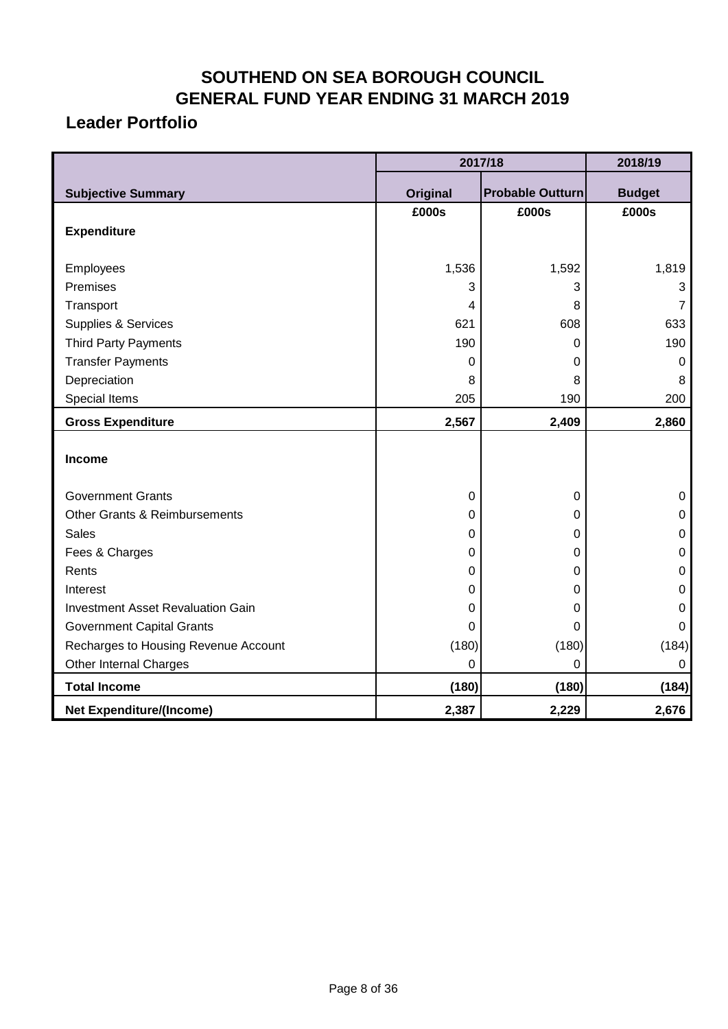# SOUTHEND ON SEA BOROUGH COUNCIL
# GENERAL FUND YEAR ENDING 31 MARCH 2019

## Leader Portfolio

| | 2017/18 | | 2018/19 |
|---|---|---|---|
| **Subjective Summary** | **Original** | **Probable Outturn** | **Budget** |
| | **£000s** | **£000s** | **£000s** |
| **Expenditure** | | | |
| Employees | 1,536 | 1,592 | 1,819 |
| Premises | 3 | 3 | 3 |
| Transport | 4 | 8 | 7 |
| Supplies & Services | 621 | 608 | 633 |
| Third Party Payments | 190 | 0 | 190 |
| Transfer Payments | 0 | 0 | 0 |
| Depreciation | 8 | 8 | 8 |
| Special Items | 205 | 190 | 200 |
| **Gross Expenditure** | **2,567** | **2,409** | **2,860** |
| **Income** | | | |
| Government Grants | 0 | 0 | 0 |
| Other Grants & Reimbursements | 0 | 0 | 0 |
| Sales | 0 | 0 | 0 |
| Fees & Charges | 0 | 0 | 0 |
| Rents | 0 | 0 | 0 |
| Interest | 0 | 0 | 0 |
| Investment Asset Revaluation Gain | 0 | 0 | 0 |
| Government Capital Grants | 0 | 0 | 0 |
| Recharges to Housing Revenue Account | (180) | (180) | (184) |
| Other Internal Charges | 0 | 0 | 0 |
| **Total Income** | **(180)** | **(180)** | **(184)** |
| **Net Expenditure/(Income)** | **2,387** | **2,229** | **2,676** |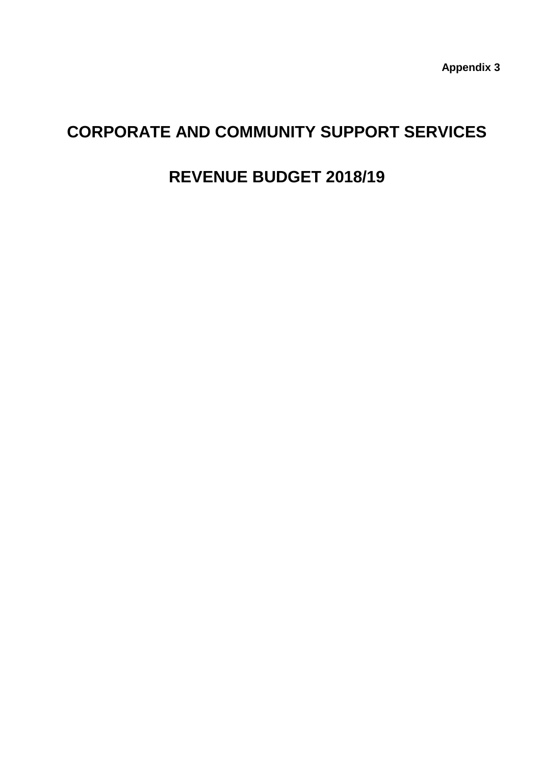**Appendix 3**

# CORPORATE AND COMMUNITY SUPPORT SERVICES

# REVENUE BUDGET 2018/19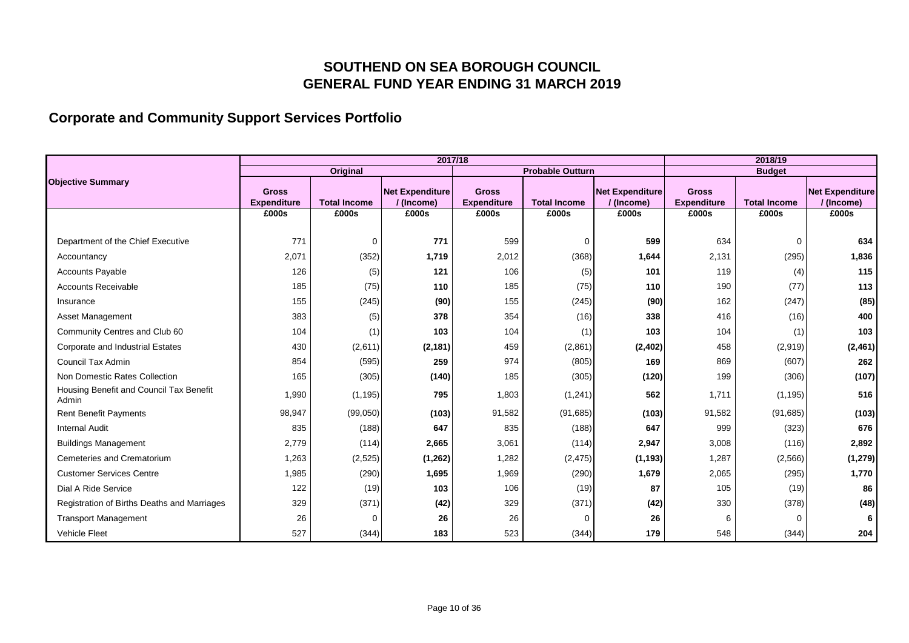# SOUTHEND ON SEA BOROUGH COUNCIL
# GENERAL FUND YEAR ENDING 31 MARCH 2019

## Corporate and Community Support Services Portfolio

| Objective Summary | 2017/18 | | | | | | 2018/19 | | |
|---|---|---|---|---|---|---|---|---|---|
| | Original | | | Probable Outturn | | | Budget | | |
| | Gross Expenditure | Total Income | Net Expenditure / (Income) | Gross Expenditure | Total Income | Net Expenditure / (Income) | Gross Expenditure | Total Income | Net Expenditure / (Income) |
| | £000s | £000s | £000s | £000s | £000s | £000s | £000s | £000s | £000s |
| Department of the Chief Executive | 771 | 0 | **771** | 599 | 0 | **599** | 634 | 0 | **634** |
| Accountancy | 2,071 | (352) | **1,719** | 2,012 | (368) | **1,644** | 2,131 | (295) | **1,836** |
| Accounts Payable | 126 | (5) | **121** | 106 | (5) | **101** | 119 | (4) | **115** |
| Accounts Receivable | 185 | (75) | **110** | 185 | (75) | **110** | 190 | (77) | **113** |
| Insurance | 155 | (245) | **(90)** | 155 | (245) | **(90)** | 162 | (247) | **(85)** |
| Asset Management | 383 | (5) | **378** | 354 | (16) | **338** | 416 | (16) | **400** |
| Community Centres and Club 60 | 104 | (1) | **103** | 104 | (1) | **103** | 104 | (1) | **103** |
| Corporate and Industrial Estates | 430 | (2,611) | **(2,181)** | 459 | (2,861) | **(2,402)** | 458 | (2,919) | **(2,461)** |
| Council Tax Admin | 854 | (595) | **259** | 974 | (805) | **169** | 869 | (607) | **262** |
| Non Domestic Rates Collection | 165 | (305) | **(140)** | 185 | (305) | **(120)** | 199 | (306) | **(107)** |
| Housing Benefit and Council Tax Benefit Admin | 1,990 | (1,195) | **795** | 1,803 | (1,241) | **562** | 1,711 | (1,195) | **516** |
| Rent Benefit Payments | 98,947 | (99,050) | **(103)** | 91,582 | (91,685) | **(103)** | 91,582 | (91,685) | **(103)** |
| Internal Audit | 835 | (188) | **647** | 835 | (188) | **647** | 999 | (323) | **676** |
| Buildings Management | 2,779 | (114) | **2,665** | 3,061 | (114) | **2,947** | 3,008 | (116) | **2,892** |
| Cemeteries and Crematorium | 1,263 | (2,525) | **(1,262)** | 1,282 | (2,475) | **(1,193)** | 1,287 | (2,566) | **(1,279)** |
| Customer Services Centre | 1,985 | (290) | **1,695** | 1,969 | (290) | **1,679** | 2,065 | (295) | **1,770** |
| Dial A Ride Service | 122 | (19) | **103** | 106 | (19) | **87** | 105 | (19) | **86** |
| Registration of Births Deaths and Marriages | 329 | (371) | **(42)** | 329 | (371) | **(42)** | 330 | (378) | **(48)** |
| Transport Management | 26 | 0 | **26** | 26 | 0 | **26** | 6 | 0 | **6** |
| Vehicle Fleet | 527 | (344) | **183** | 523 | (344) | **179** | 548 | (344) | **204** |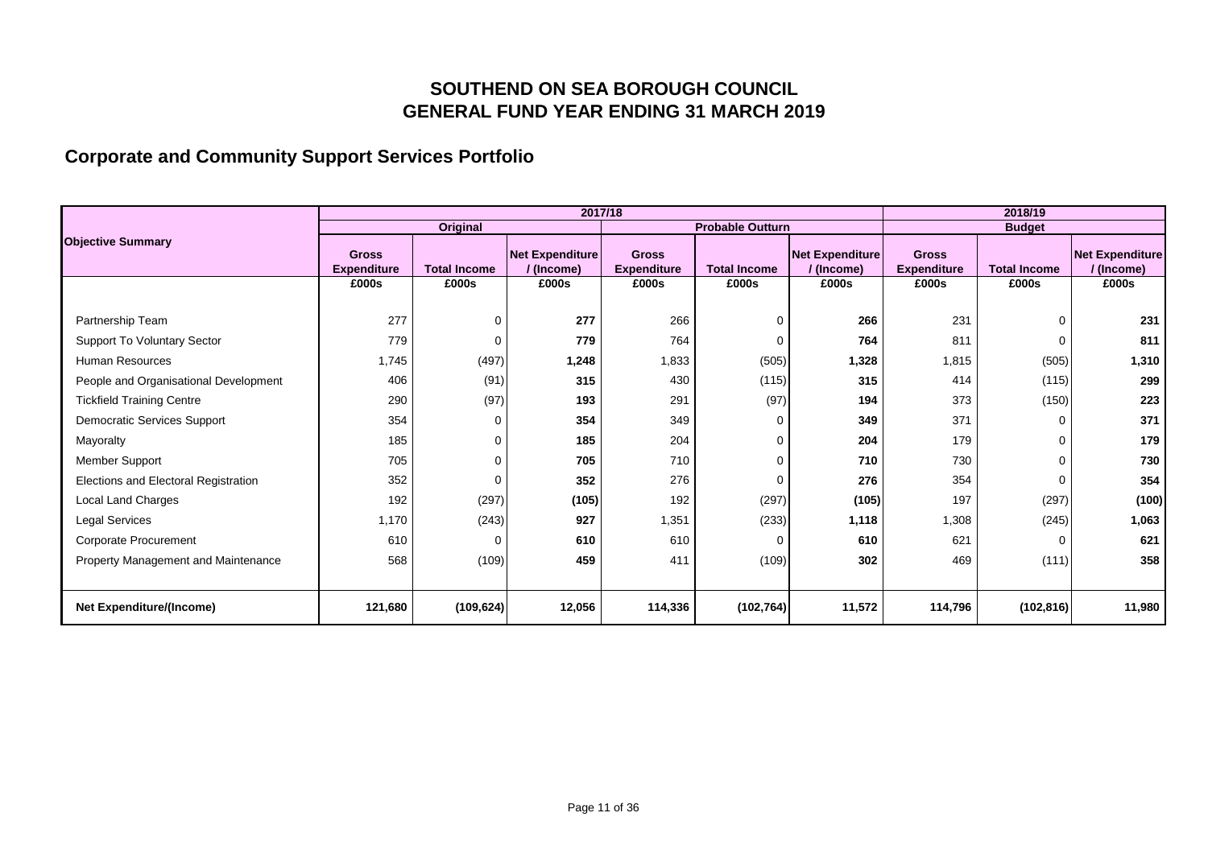# SOUTHEND ON SEA BOROUGH COUNCIL
# GENERAL FUND YEAR ENDING 31 MARCH 2019

## Corporate and Community Support Services Portfolio

| Objective Summary | 2017/18 | | | | | | 2018/19 | | |
|---|---|---|---|---|---|---|---|---|---|
| | Original | | | Probable Outturn | | | Budget | | |
| | Gross Expenditure | Total Income | Net Expenditure / (Income) | Gross Expenditure | Total Income | Net Expenditure / (Income) | Gross Expenditure | Total Income | Net Expenditure / (Income) |
| | £000s | £000s | £000s | £000s | £000s | £000s | £000s | £000s | £000s |
| Partnership Team | 277 | 0 | **277** | 266 | 0 | **266** | 231 | 0 | **231** |
| Support To Voluntary Sector | 779 | 0 | **779** | 764 | 0 | **764** | 811 | 0 | **811** |
| Human Resources | 1,745 | (497) | **1,248** | 1,833 | (505) | **1,328** | 1,815 | (505) | **1,310** |
| People and Organisational Development | 406 | (91) | **315** | 430 | (115) | **315** | 414 | (115) | **299** |
| Tickfield Training Centre | 290 | (97) | **193** | 291 | (97) | **194** | 373 | (150) | **223** |
| Democratic Services Support | 354 | 0 | **354** | 349 | 0 | **349** | 371 | 0 | **371** |
| Mayoralty | 185 | 0 | **185** | 204 | 0 | **204** | 179 | 0 | **179** |
| Member Support | 705 | 0 | **705** | 710 | 0 | **710** | 730 | 0 | **730** |
| Elections and Electoral Registration | 352 | 0 | **352** | 276 | 0 | **276** | 354 | 0 | **354** |
| Local Land Charges | 192 | (297) | **(105)** | 192 | (297) | **(105)** | 197 | (297) | **(100)** |
| Legal Services | 1,170 | (243) | **927** | 1,351 | (233) | **1,118** | 1,308 | (245) | **1,063** |
| Corporate Procurement | 610 | 0 | **610** | 610 | 0 | **610** | 621 | 0 | **621** |
| Property Management and Maintenance | 568 | (109) | **459** | 411 | (109) | **302** | 469 | (111) | **358** |
| **Net Expenditure/(Income)** | **121,680** | **(109,624)** | **12,056** | **114,336** | **(102,764)** | **11,572** | **114,796** | **(102,816)** | **11,980** |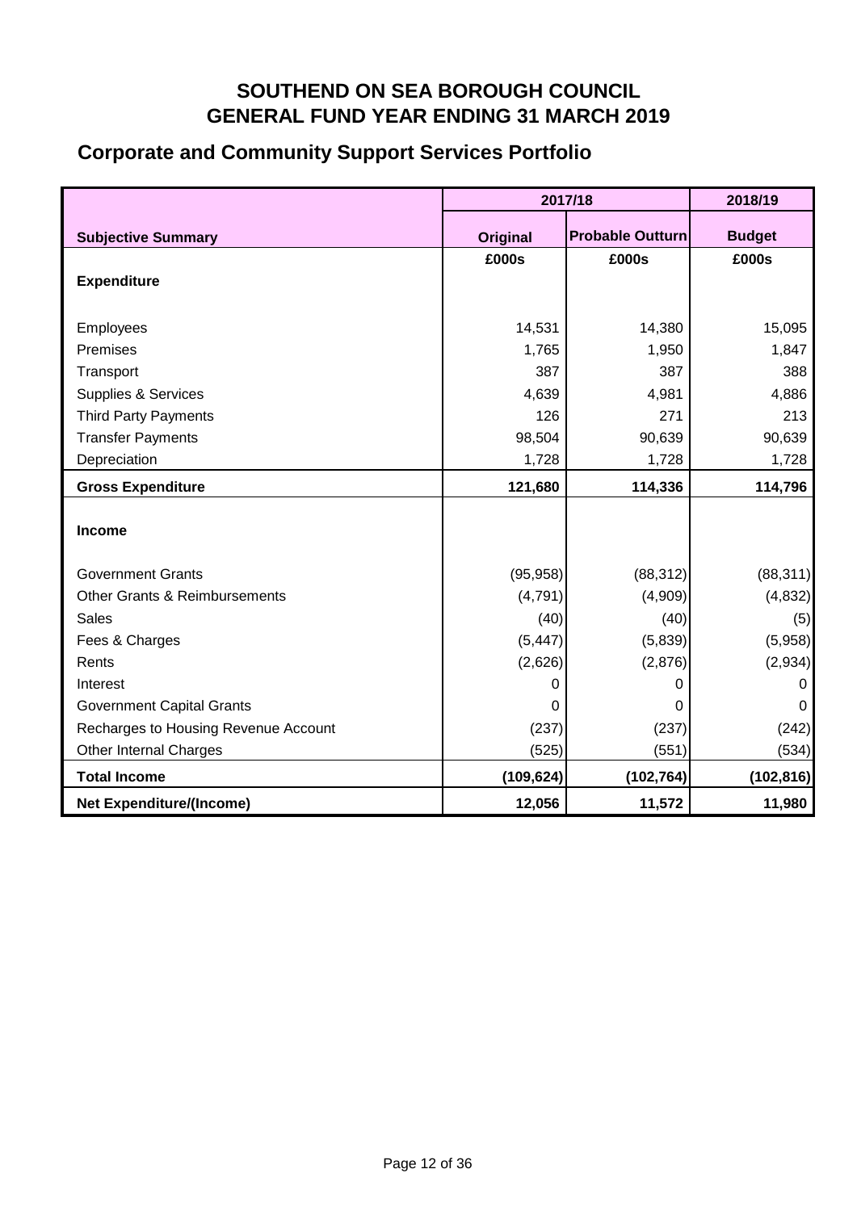# SOUTHEND ON SEA BOROUGH COUNCIL
# GENERAL FUND YEAR ENDING 31 MARCH 2019

## Corporate and Community Support Services Portfolio

| | 2017/18 | | 2018/19 |
|---|---|---|---|
| **Subjective Summary** | **Original** | **Probable Outturn** | **Budget** |
| | **£000s** | **£000s** | **£000s** |
| **Expenditure** | | | |
| Employees | 14,531 | 14,380 | 15,095 |
| Premises | 1,765 | 1,950 | 1,847 |
| Transport | 387 | 387 | 388 |
| Supplies & Services | 4,639 | 4,981 | 4,886 |
| Third Party Payments | 126 | 271 | 213 |
| Transfer Payments | 98,504 | 90,639 | 90,639 |
| Depreciation | 1,728 | 1,728 | 1,728 |
| **Gross Expenditure** | **121,680** | **114,336** | **114,796** |
| **Income** | | | |
| Government Grants | (95,958) | (88,312) | (88,311) |
| Other Grants & Reimbursements | (4,791) | (4,909) | (4,832) |
| Sales | (40) | (40) | (5) |
| Fees & Charges | (5,447) | (5,839) | (5,958) |
| Rents | (2,626) | (2,876) | (2,934) |
| Interest | 0 | 0 | 0 |
| Government Capital Grants | 0 | 0 | 0 |
| Recharges to Housing Revenue Account | (237) | (237) | (242) |
| Other Internal Charges | (525) | (551) | (534) |
| **Total Income** | **(109,624)** | **(102,764)** | **(102,816)** |
| **Net Expenditure/(Income)** | **12,056** | **11,572** | **11,980** |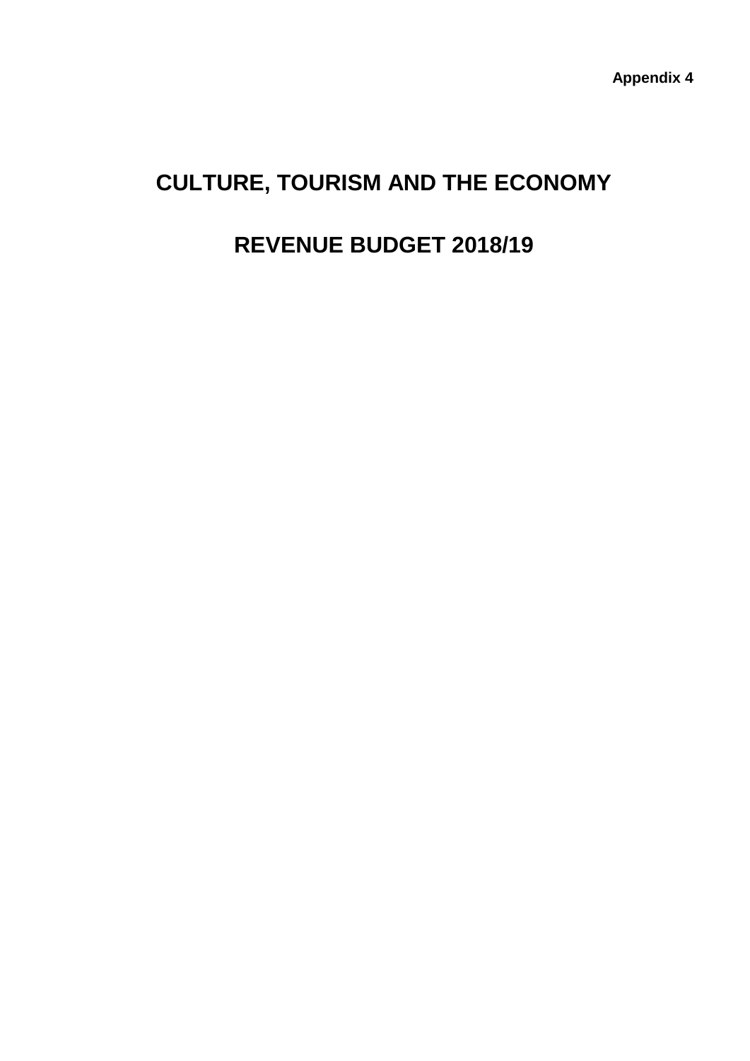**Appendix 4**

# CULTURE, TOURISM AND THE ECONOMY

# REVENUE BUDGET 2018/19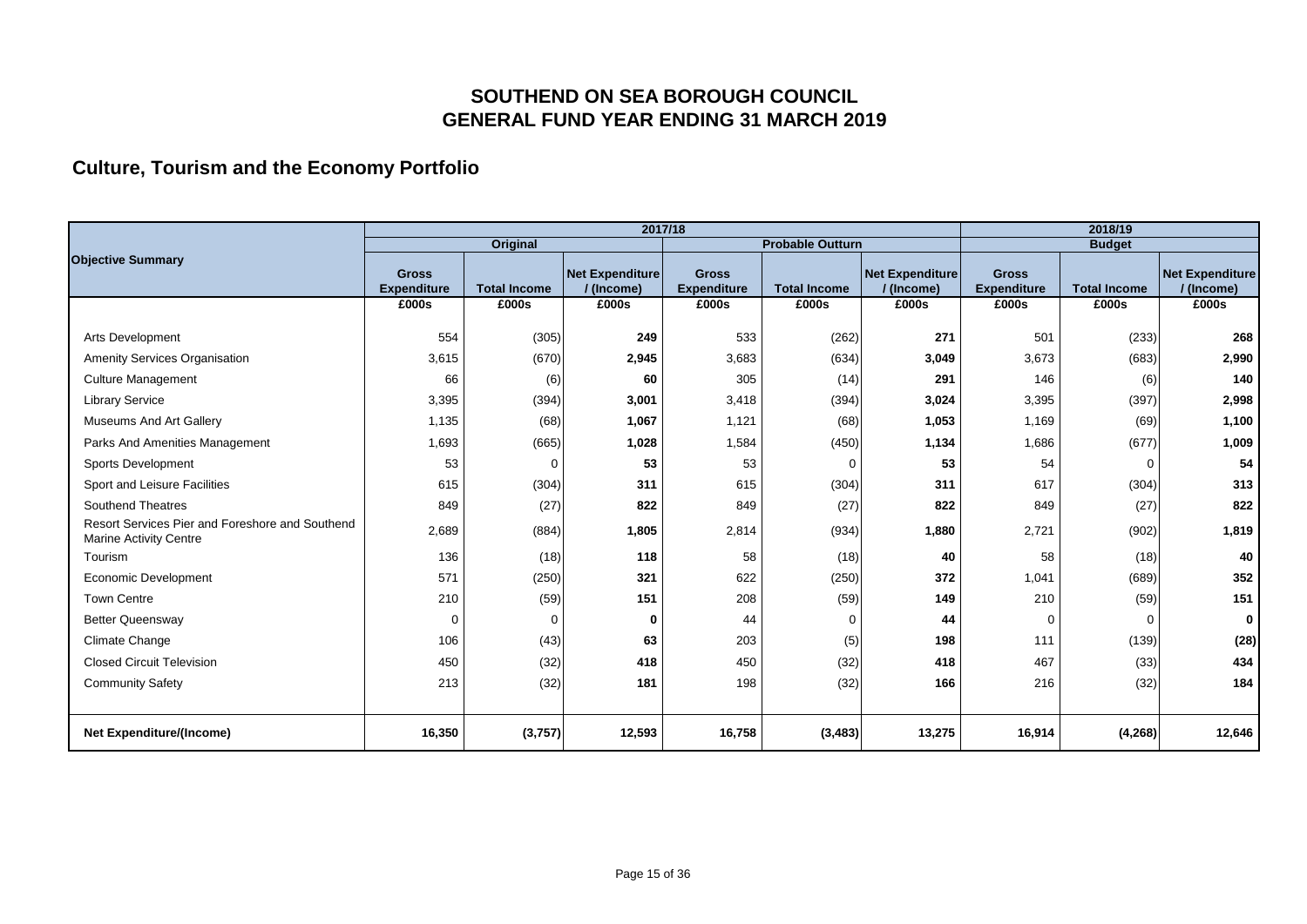# SOUTHEND ON SEA BOROUGH COUNCIL
# GENERAL FUND YEAR ENDING 31 MARCH 2019

## Culture, Tourism and the Economy Portfolio

| Objective Summary | 2017/18 | | | | | | 2018/19 | | |
|---|---|---|---|---|---|---|---|---|---|
| | Original | | | Probable Outturn | | | Budget | | |
| | Gross Expenditure | Total Income | Net Expenditure / (Income) | Gross Expenditure | Total Income | Net Expenditure / (Income) | Gross Expenditure | Total Income | Net Expenditure / (Income) |
| | £000s | £000s | £000s | £000s | £000s | £000s | £000s | £000s | £000s |
| Arts Development | 554 | (305) | **249** | 533 | (262) | **271** | 501 | (233) | **268** |
| Amenity Services Organisation | 3,615 | (670) | **2,945** | 3,683 | (634) | **3,049** | 3,673 | (683) | **2,990** |
| Culture Management | 66 | (6) | **60** | 305 | (14) | **291** | 146 | (6) | **140** |
| Library Service | 3,395 | (394) | **3,001** | 3,418 | (394) | **3,024** | 3,395 | (397) | **2,998** |
| Museums And Art Gallery | 1,135 | (68) | **1,067** | 1,121 | (68) | **1,053** | 1,169 | (69) | **1,100** |
| Parks And Amenities Management | 1,693 | (665) | **1,028** | 1,584 | (450) | **1,134** | 1,686 | (677) | **1,009** |
| Sports Development | 53 | 0 | **53** | 53 | 0 | **53** | 54 | 0 | **54** |
| Sport and Leisure Facilities | 615 | (304) | **311** | 615 | (304) | **311** | 617 | (304) | **313** |
| Southend Theatres | 849 | (27) | **822** | 849 | (27) | **822** | 849 | (27) | **822** |
| Resort Services Pier and Foreshore and Southend Marine Activity Centre | 2,689 | (884) | **1,805** | 2,814 | (934) | **1,880** | 2,721 | (902) | **1,819** |
| Tourism | 136 | (18) | **118** | 58 | (18) | **40** | 58 | (18) | **40** |
| Economic Development | 571 | (250) | **321** | 622 | (250) | **372** | 1,041 | (689) | **352** |
| Town Centre | 210 | (59) | **151** | 208 | (59) | **149** | 210 | (59) | **151** |
| Better Queensway | 0 | 0 | **0** | 44 | 0 | **44** | 0 | 0 | **0** |
| Climate Change | 106 | (43) | **63** | 203 | (5) | **198** | 111 | (139) | **(28)** |
| Closed Circuit Television | 450 | (32) | **418** | 450 | (32) | **418** | 467 | (33) | **434** |
| Community Safety | 213 | (32) | **181** | 198 | (32) | **166** | 216 | (32) | **184** |
| **Net Expenditure/(Income)** | **16,350** | **(3,757)** | **12,593** | **16,758** | **(3,483)** | **13,275** | **16,914** | **(4,268)** | **12,646** |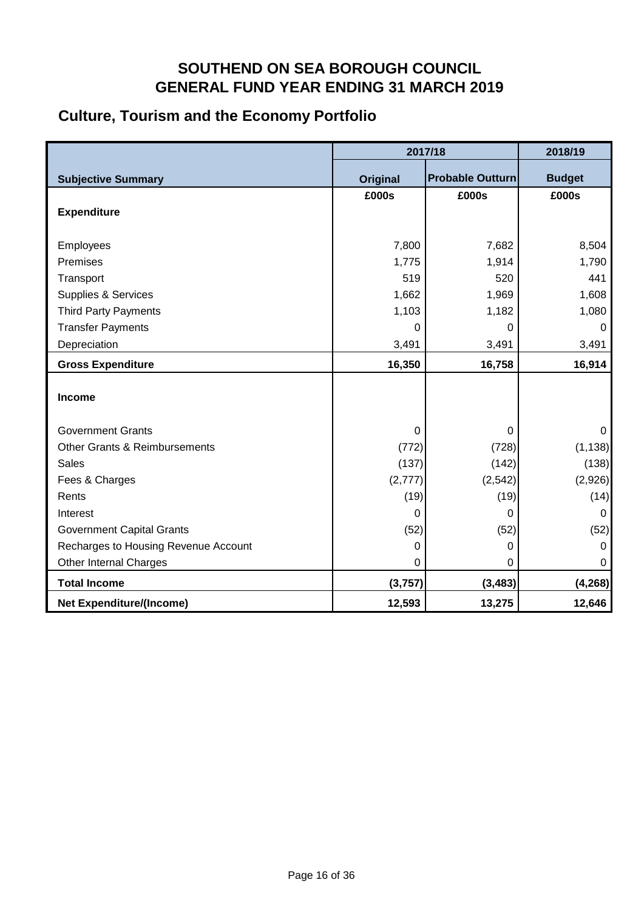# SOUTHEND ON SEA BOROUGH COUNCIL
# GENERAL FUND YEAR ENDING 31 MARCH 2019

## Culture, Tourism and the Economy Portfolio

| | 2017/18 | | 2018/19 |
|---|---|---|---|
| **Subjective Summary** | **Original** | **Probable Outturn** | **Budget** |
| | **£000s** | **£000s** | **£000s** |
| **Expenditure** | | | |
| Employees | 7,800 | 7,682 | 8,504 |
| Premises | 1,775 | 1,914 | 1,790 |
| Transport | 519 | 520 | 441 |
| Supplies & Services | 1,662 | 1,969 | 1,608 |
| Third Party Payments | 1,103 | 1,182 | 1,080 |
| Transfer Payments | 0 | 0 | 0 |
| Depreciation | 3,491 | 3,491 | 3,491 |
| **Gross Expenditure** | **16,350** | **16,758** | **16,914** |
| **Income** | | | |
| Government Grants | 0 | 0 | 0 |
| Other Grants & Reimbursements | (772) | (728) | (1,138) |
| Sales | (137) | (142) | (138) |
| Fees & Charges | (2,777) | (2,542) | (2,926) |
| Rents | (19) | (19) | (14) |
| Interest | 0 | 0 | 0 |
| Government Capital Grants | (52) | (52) | (52) |
| Recharges to Housing Revenue Account | 0 | 0 | 0 |
| Other Internal Charges | 0 | 0 | 0 |
| **Total Income** | **(3,757)** | **(3,483)** | **(4,268)** |
| **Net Expenditure/(Income)** | **12,593** | **13,275** | **12,646** |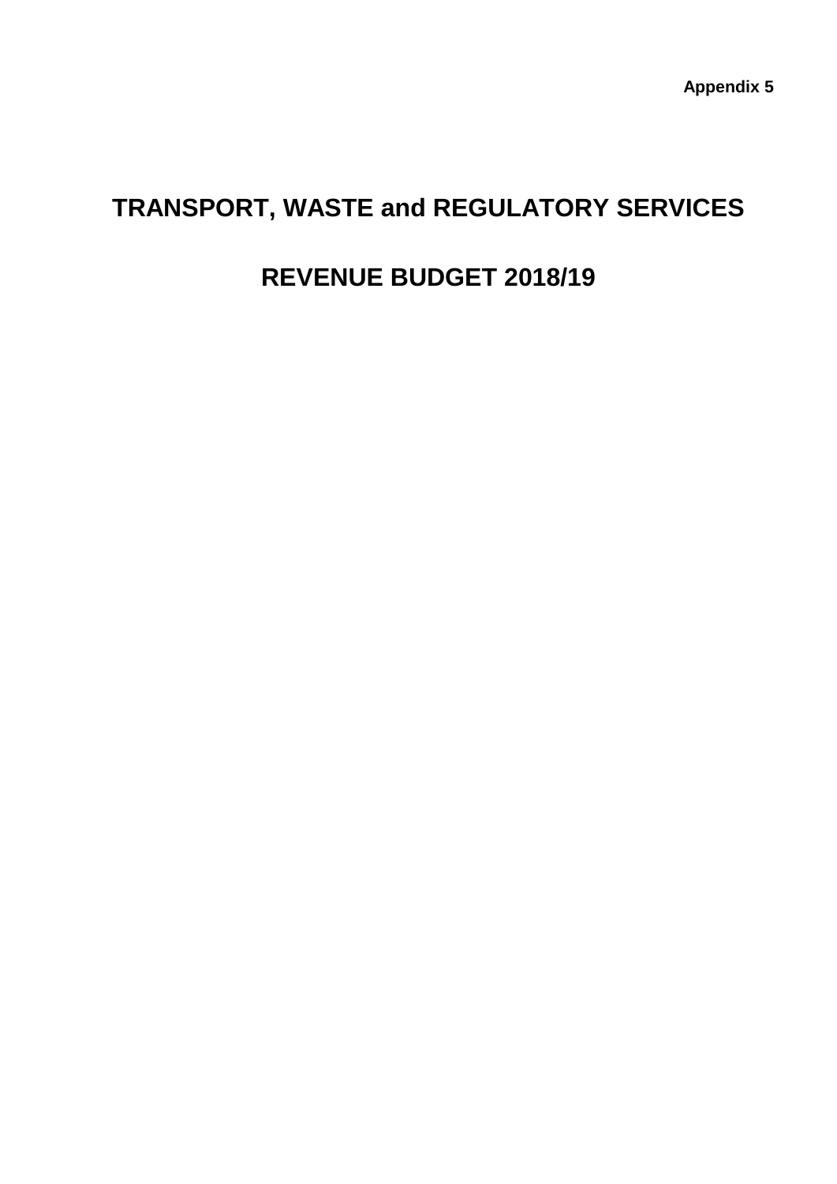**Appendix 5**

# TRANSPORT, WASTE and REGULATORY SERVICES

# REVENUE BUDGET 2018/19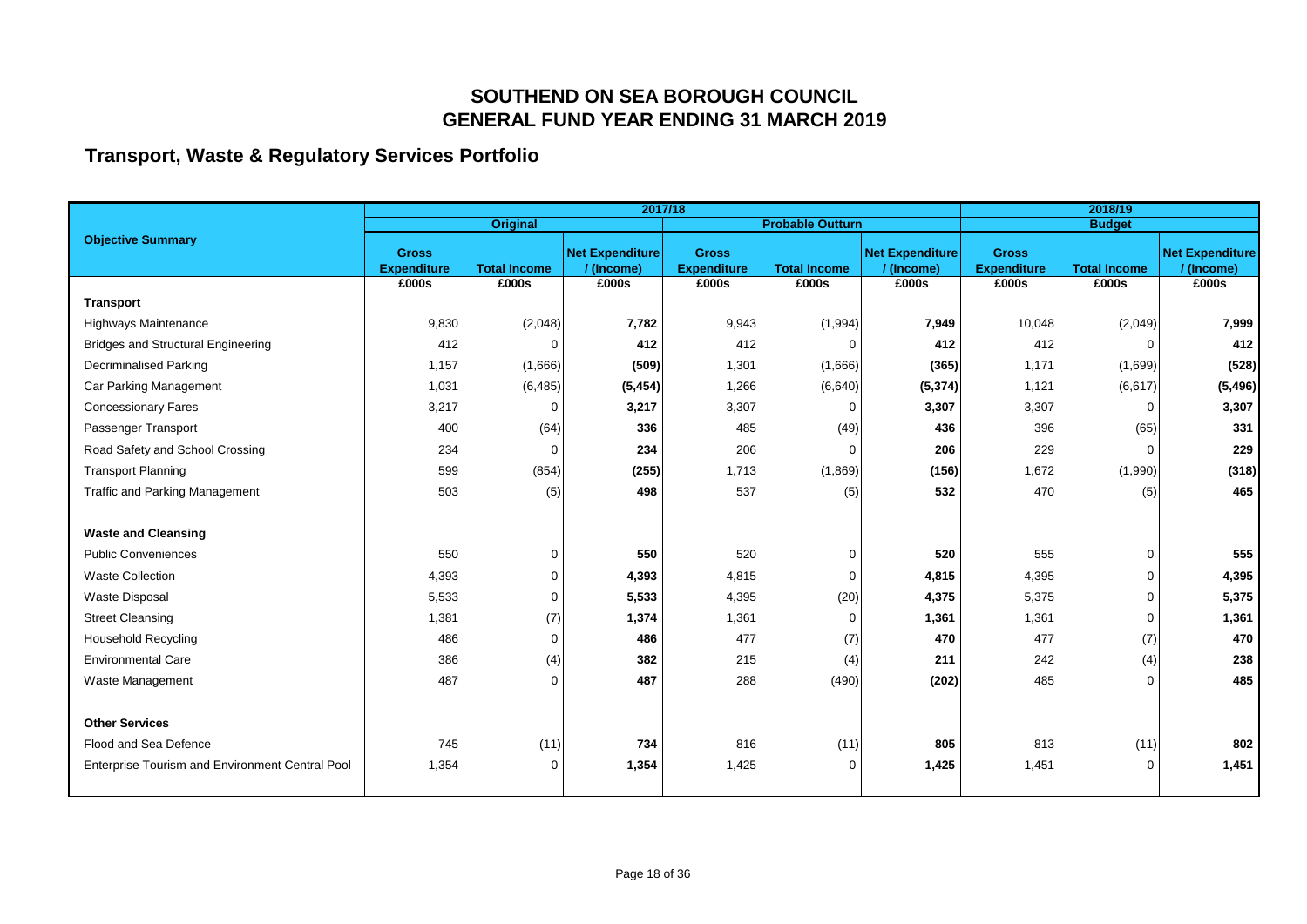# SOUTHEND ON SEA BOROUGH COUNCIL
# GENERAL FUND YEAR ENDING 31 MARCH 2019

## Transport, Waste & Regulatory Services Portfolio

| Objective Summary | 2017/18 | | | | | | 2018/19 | | |
|---|---|---|---|---|---|---|---|---|---|
| | Original | | | Probable Outturn | | | Budget | | |
| | Gross Expenditure | Total Income | Net Expenditure / (Income) | Gross Expenditure | Total Income | Net Expenditure / (Income) | Gross Expenditure | Total Income | Net Expenditure / (Income) |
| | £000s | £000s | £000s | £000s | £000s | £000s | £000s | £000s | £000s |
| **Transport** | | | | | | | | | |
| Highways Maintenance | 9,830 | (2,048) | **7,782** | 9,943 | (1,994) | **7,949** | 10,048 | (2,049) | **7,999** |
| Bridges and Structural Engineering | 412 | 0 | **412** | 412 | 0 | **412** | 412 | 0 | **412** |
| Decriminalised Parking | 1,157 | (1,666) | **(509)** | 1,301 | (1,666) | **(365)** | 1,171 | (1,699) | **(528)** |
| Car Parking Management | 1,031 | (6,485) | **(5,454)** | 1,266 | (6,640) | **(5,374)** | 1,121 | (6,617) | **(5,496)** |
| Concessionary Fares | 3,217 | 0 | **3,217** | 3,307 | 0 | **3,307** | 3,307 | 0 | **3,307** |
| Passenger Transport | 400 | (64) | **336** | 485 | (49) | **436** | 396 | (65) | **331** |
| Road Safety and School Crossing | 234 | 0 | **234** | 206 | 0 | **206** | 229 | 0 | **229** |
| Transport Planning | 599 | (854) | **(255)** | 1,713 | (1,869) | **(156)** | 1,672 | (1,990) | **(318)** |
| Traffic and Parking Management | 503 | (5) | **498** | 537 | (5) | **532** | 470 | (5) | **465** |
| **Waste and Cleansing** | | | | | | | | | |
| Public Conveniences | 550 | 0 | **550** | 520 | 0 | **520** | 555 | 0 | **555** |
| Waste Collection | 4,393 | 0 | **4,393** | 4,815 | 0 | **4,815** | 4,395 | 0 | **4,395** |
| Waste Disposal | 5,533 | 0 | **5,533** | 4,395 | (20) | **4,375** | 5,375 | 0 | **5,375** |
| Street Cleansing | 1,381 | (7) | **1,374** | 1,361 | 0 | **1,361** | 1,361 | 0 | **1,361** |
| Household Recycling | 486 | 0 | **486** | 477 | (7) | **470** | 477 | (7) | **470** |
| Environmental Care | 386 | (4) | **382** | 215 | (4) | **211** | 242 | (4) | **238** |
| Waste Management | 487 | 0 | **487** | 288 | (490) | **(202)** | 485 | 0 | **485** |
| **Other Services** | | | | | | | | | |
| Flood and Sea Defence | 745 | (11) | **734** | 816 | (11) | **805** | 813 | (11) | **802** |
| Enterprise Tourism and Environment Central Pool | 1,354 | 0 | **1,354** | 1,425 | 0 | **1,425** | 1,451 | 0 | **1,451** |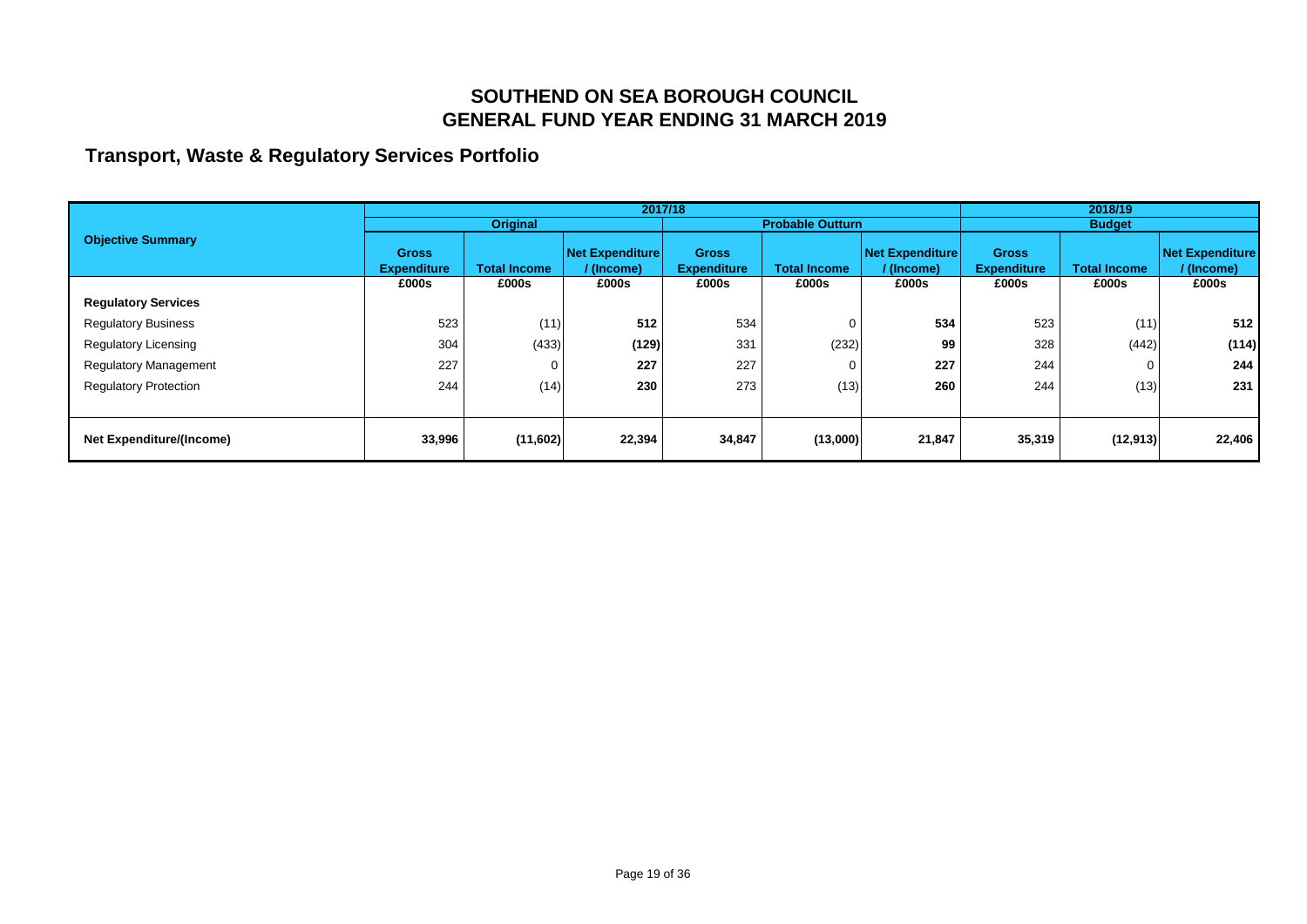# SOUTHEND ON SEA BOROUGH COUNCIL
# GENERAL FUND YEAR ENDING 31 MARCH 2019

## Transport, Waste & Regulatory Services Portfolio

| Objective Summary | 2017/18 | | | | | | 2018/19 | | |
|---|---|---|---|---|---|---|---|---|---|
| | Original | | | Probable Outturn | | | Budget | | |
| | Gross Expenditure | Total Income | Net Expenditure / (Income) | Gross Expenditure | Total Income | Net Expenditure / (Income) | Gross Expenditure | Total Income | Net Expenditure / (Income) |
| | £000s | £000s | £000s | £000s | £000s | £000s | £000s | £000s | £000s |
| **Regulatory Services** | | | | | | | | | |
| Regulatory Business | 523 | (11) | **512** | 534 | 0 | **534** | 523 | (11) | **512** |
| Regulatory Licensing | 304 | (433) | **(129)** | 331 | (232) | **99** | 328 | (442) | **(114)** |
| Regulatory Management | 227 | 0 | **227** | 227 | 0 | **227** | 244 | 0 | **244** |
| Regulatory Protection | 244 | (14) | **230** | 273 | (13) | **260** | 244 | (13) | **231** |
| **Net Expenditure/(Income)** | **33,996** | **(11,602)** | **22,394** | **34,847** | **(13,000)** | **21,847** | **35,319** | **(12,913)** | **22,406** |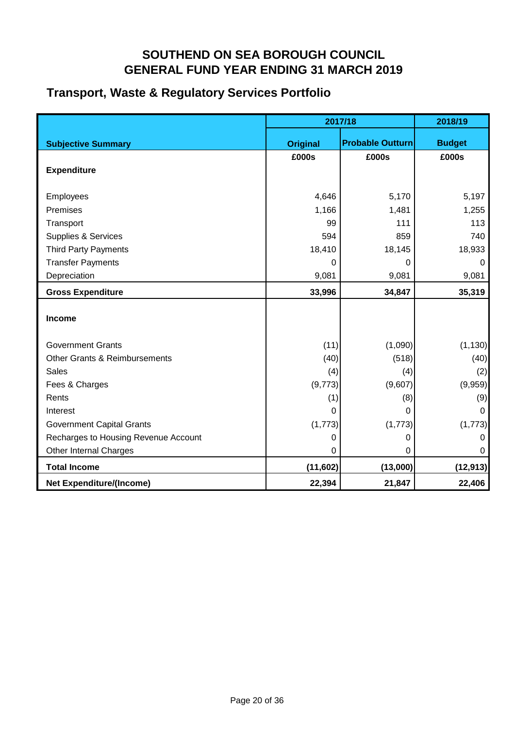# SOUTHEND ON SEA BOROUGH COUNCIL
# GENERAL FUND YEAR ENDING 31 MARCH 2019

## Transport, Waste & Regulatory Services Portfolio

| | 2017/18 | | 2018/19 |
|---|---|---|---|
| **Subjective Summary** | **Original** | **Probable Outturn** | **Budget** |
| | **£000s** | **£000s** | **£000s** |
| **Expenditure** | | | |
| Employees | 4,646 | 5,170 | 5,197 |
| Premises | 1,166 | 1,481 | 1,255 |
| Transport | 99 | 111 | 113 |
| Supplies & Services | 594 | 859 | 740 |
| Third Party Payments | 18,410 | 18,145 | 18,933 |
| Transfer Payments | 0 | 0 | 0 |
| Depreciation | 9,081 | 9,081 | 9,081 |
| **Gross Expenditure** | **33,996** | **34,847** | **35,319** |
| **Income** | | | |
| Government Grants | (11) | (1,090) | (1,130) |
| Other Grants & Reimbursements | (40) | (518) | (40) |
| Sales | (4) | (4) | (2) |
| Fees & Charges | (9,773) | (9,607) | (9,959) |
| Rents | (1) | (8) | (9) |
| Interest | 0 | 0 | 0 |
| Government Capital Grants | (1,773) | (1,773) | (1,773) |
| Recharges to Housing Revenue Account | 0 | 0 | 0 |
| Other Internal Charges | 0 | 0 | 0 |
| **Total Income** | **(11,602)** | **(13,000)** | **(12,913)** |
| **Net Expenditure/(Income)** | **22,394** | **21,847** | **22,406** |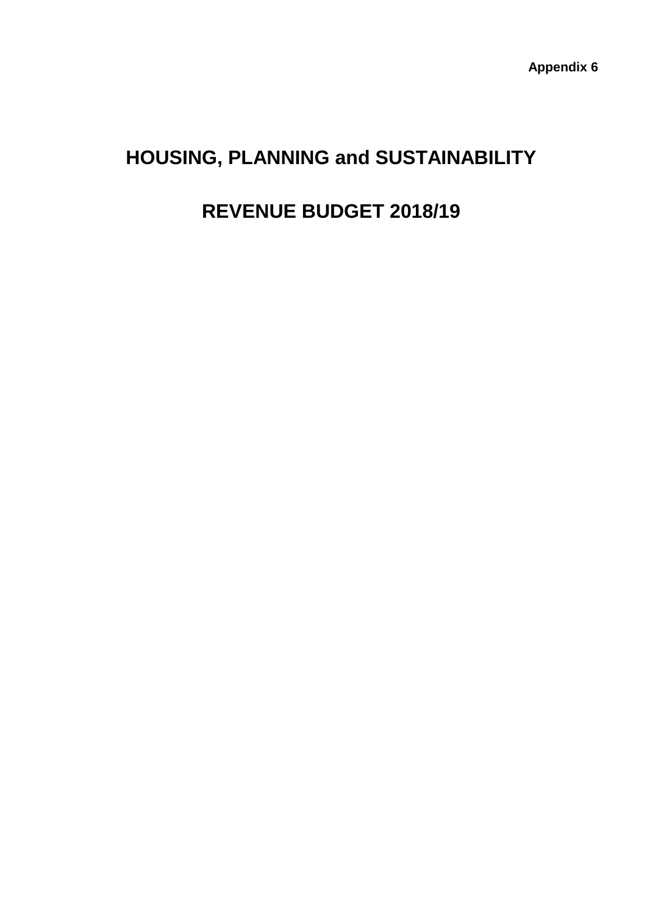**Appendix 6**

# HOUSING, PLANNING and SUSTAINABILITY

# REVENUE BUDGET 2018/19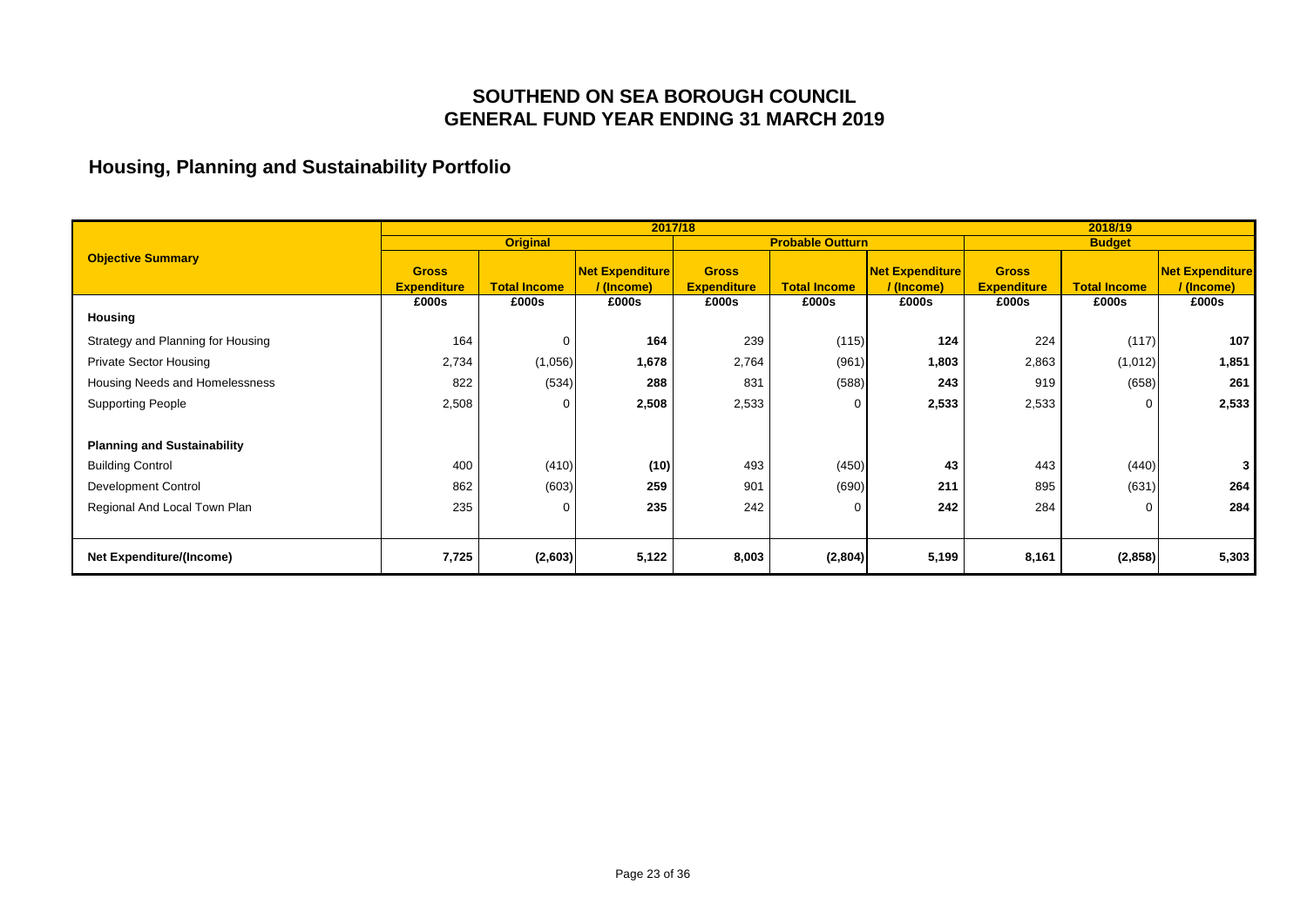# SOUTHEND ON SEA BOROUGH COUNCIL
# GENERAL FUND YEAR ENDING 31 MARCH 2019

## Housing, Planning and Sustainability Portfolio

| Objective Summary | 2017/18 | | | | | | 2018/19 | | |
|---|---|---|---|---|---|---|---|---|---|
| | Original | | | Probable Outturn | | | Budget | | |
| | Gross Expenditure | Total Income | Net Expenditure / (Income) | Gross Expenditure | Total Income | Net Expenditure / (Income) | Gross Expenditure | Total Income | Net Expenditure / (Income) |
| | £000s | £000s | £000s | £000s | £000s | £000s | £000s | £000s | £000s |
| **Housing** | | | | | | | | | |
| Strategy and Planning for Housing | 164 | 0 | **164** | 239 | (115) | **124** | 224 | (117) | **107** |
| Private Sector Housing | 2,734 | (1,056) | **1,678** | 2,764 | (961) | **1,803** | 2,863 | (1,012) | **1,851** |
| Housing Needs and Homelessness | 822 | (534) | **288** | 831 | (588) | **243** | 919 | (658) | **261** |
| Supporting People | 2,508 | 0 | **2,508** | 2,533 | 0 | **2,533** | 2,533 | 0 | **2,533** |
| **Planning and Sustainability** | | | | | | | | | |
| Building Control | 400 | (410) | **(10)** | 493 | (450) | **43** | 443 | (440) | **3** |
| Development Control | 862 | (603) | **259** | 901 | (690) | **211** | 895 | (631) | **264** |
| Regional And Local Town Plan | 235 | 0 | **235** | 242 | 0 | **242** | 284 | 0 | **284** |
| **Net Expenditure/(Income)** | **7,725** | **(2,603)** | **5,122** | **8,003** | **(2,804)** | **5,199** | **8,161** | **(2,858)** | **5,303** |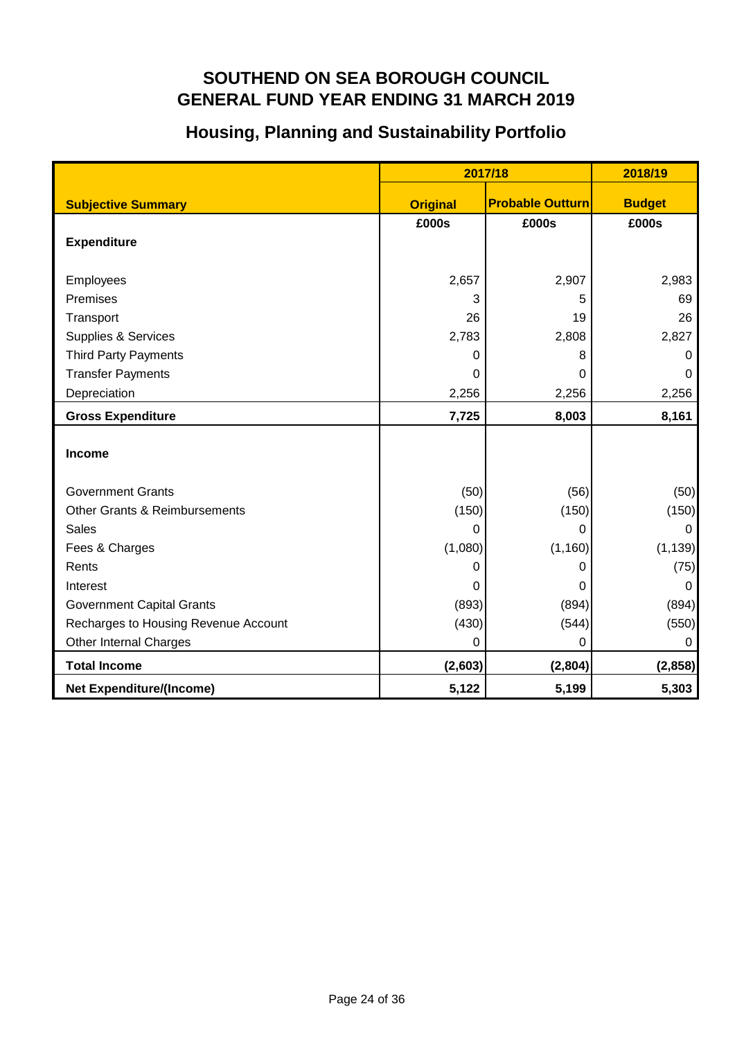# SOUTHEND ON SEA BOROUGH COUNCIL
# GENERAL FUND YEAR ENDING 31 MARCH 2019

## Housing, Planning and Sustainability Portfolio

| | 2017/18 | | 2018/19 |
|---|---|---|---|
| **Subjective Summary** | **Original** | **Probable Outturn** | **Budget** |
| | **£000s** | **£000s** | **£000s** |
| **Expenditure** | | | |
| Employees | 2,657 | 2,907 | 2,983 |
| Premises | 3 | 5 | 69 |
| Transport | 26 | 19 | 26 |
| Supplies & Services | 2,783 | 2,808 | 2,827 |
| Third Party Payments | 0 | 8 | 0 |
| Transfer Payments | 0 | 0 | 0 |
| Depreciation | 2,256 | 2,256 | 2,256 |
| **Gross Expenditure** | **7,725** | **8,003** | **8,161** |
| **Income** | | | |
| Government Grants | (50) | (56) | (50) |
| Other Grants & Reimbursements | (150) | (150) | (150) |
| Sales | 0 | 0 | 0 |
| Fees & Charges | (1,080) | (1,160) | (1,139) |
| Rents | 0 | 0 | (75) |
| Interest | 0 | 0 | 0 |
| Government Capital Grants | (893) | (894) | (894) |
| Recharges to Housing Revenue Account | (430) | (544) | (550) |
| Other Internal Charges | 0 | 0 | 0 |
| **Total Income** | **(2,603)** | **(2,804)** | **(2,858)** |
| **Net Expenditure/(Income)** | **5,122** | **5,199** | **5,303** |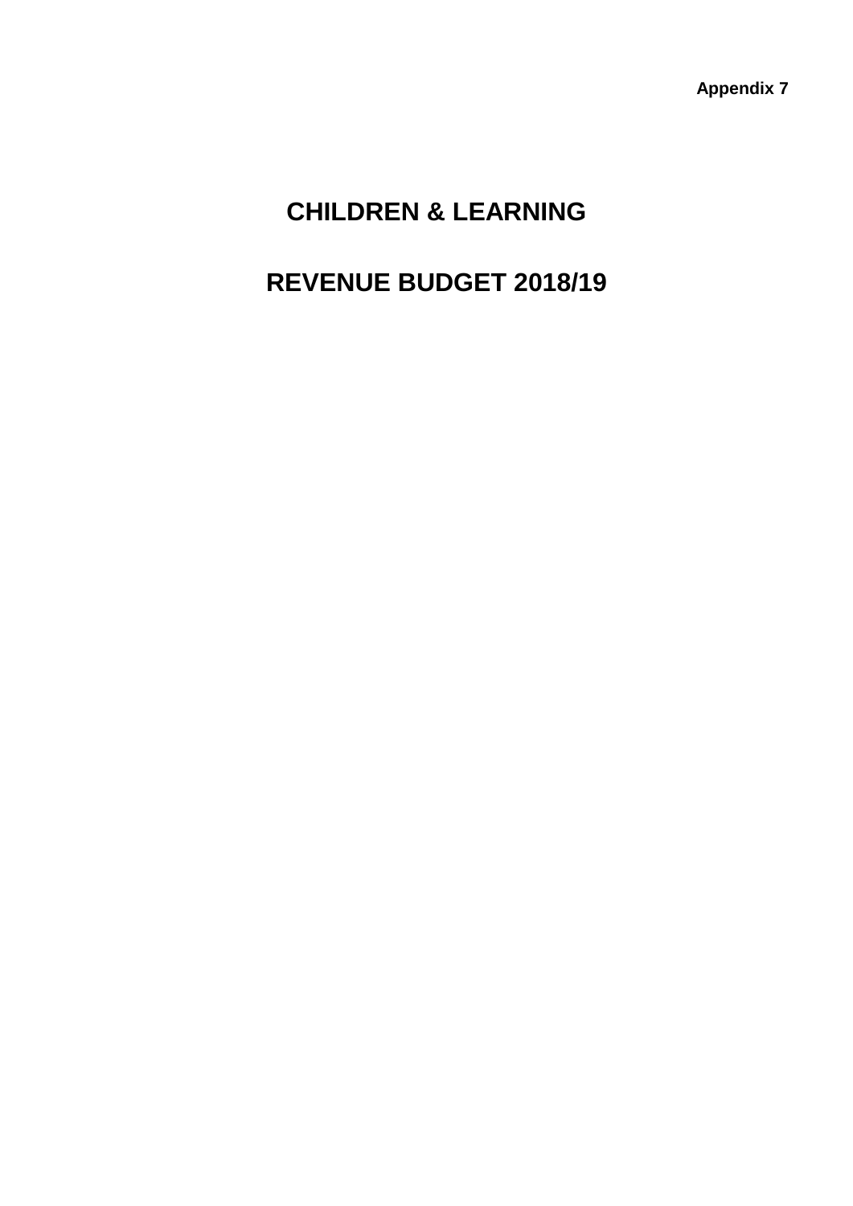**Appendix 7**

# CHILDREN & LEARNING

# REVENUE BUDGET 2018/19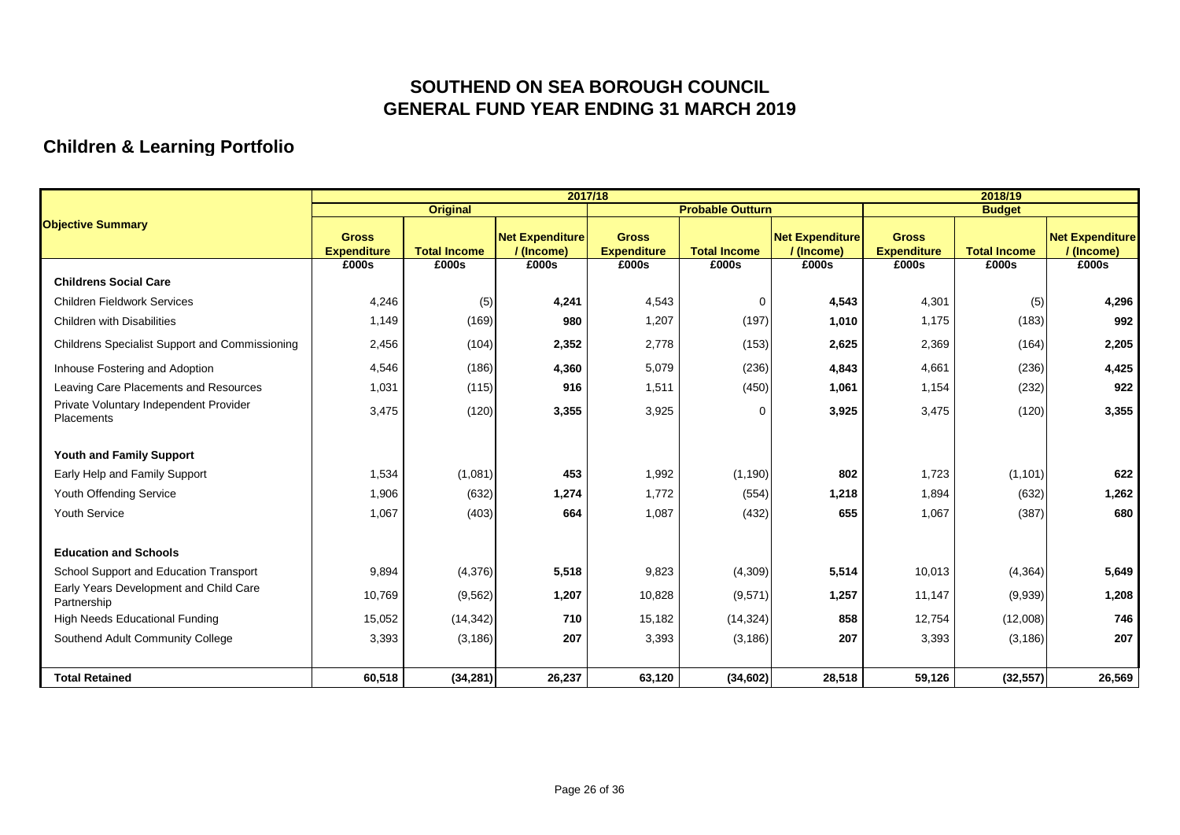# SOUTHEND ON SEA BOROUGH COUNCIL
# GENERAL FUND YEAR ENDING 31 MARCH 2019

## Children & Learning Portfolio

| Objective Summary | 2017/18 | | | | | | 2018/19 | | |
|---|---|---|---|---|---|---|---|---|---|
| | Original | | | Probable Outturn | | | Budget | | |
| | Gross Expenditure | Total Income | Net Expenditure / (Income) | Gross Expenditure | Total Income | Net Expenditure / (Income) | Gross Expenditure | Total Income | Net Expenditure / (Income) |
| | £000s | £000s | £000s | £000s | £000s | £000s | £000s | £000s | £000s |
| **Childrens Social Care** | | | | | | | | | |
| Children Fieldwork Services | 4,246 | (5) | **4,241** | 4,543 | 0 | **4,543** | 4,301 | (5) | **4,296** |
| Children with Disabilities | 1,149 | (169) | **980** | 1,207 | (197) | **1,010** | 1,175 | (183) | **992** |
| Childrens Specialist Support and Commissioning | 2,456 | (104) | **2,352** | 2,778 | (153) | **2,625** | 2,369 | (164) | **2,205** |
| Inhouse Fostering and Adoption | 4,546 | (186) | **4,360** | 5,079 | (236) | **4,843** | 4,661 | (236) | **4,425** |
| Leaving Care Placements and Resources | 1,031 | (115) | **916** | 1,511 | (450) | **1,061** | 1,154 | (232) | **922** |
| Private Voluntary Independent Provider Placements | 3,475 | (120) | **3,355** | 3,925 | 0 | **3,925** | 3,475 | (120) | **3,355** |
| **Youth and Family Support** | | | | | | | | | |
| Early Help and Family Support | 1,534 | (1,081) | **453** | 1,992 | (1,190) | **802** | 1,723 | (1,101) | **622** |
| Youth Offending Service | 1,906 | (632) | **1,274** | 1,772 | (554) | **1,218** | 1,894 | (632) | **1,262** |
| Youth Service | 1,067 | (403) | **664** | 1,087 | (432) | **655** | 1,067 | (387) | **680** |
| **Education and Schools** | | | | | | | | | |
| School Support and Education Transport | 9,894 | (4,376) | **5,518** | 9,823 | (4,309) | **5,514** | 10,013 | (4,364) | **5,649** |
| Early Years Development and Child Care Partnership | 10,769 | (9,562) | **1,207** | 10,828 | (9,571) | **1,257** | 11,147 | (9,939) | **1,208** |
| High Needs Educational Funding | 15,052 | (14,342) | **710** | 15,182 | (14,324) | **858** | 12,754 | (12,008) | **746** |
| Southend Adult Community College | 3,393 | (3,186) | **207** | 3,393 | (3,186) | **207** | 3,393 | (3,186) | **207** |
| **Total Retained** | **60,518** | **(34,281)** | **26,237** | **63,120** | **(34,602)** | **28,518** | **59,126** | **(32,557)** | **26,569** |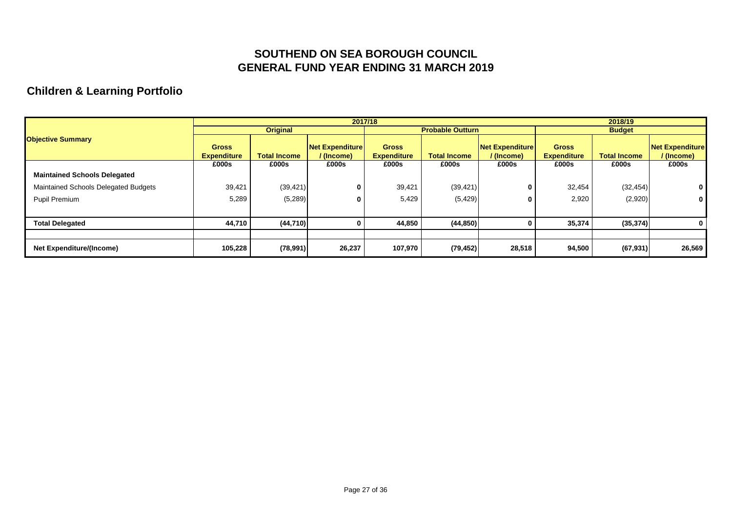# SOUTHEND ON SEA BOROUGH COUNCIL
# GENERAL FUND YEAR ENDING 31 MARCH 2019

## Children & Learning Portfolio

| Objective Summary | 2017/18 | | | | | | 2018/19 | | |
|---|---|---|---|---|---|---|---|---|---|
| | Original | | | Probable Outturn | | | Budget | | |
| | Gross Expenditure | Total Income | Net Expenditure / (Income) | Gross Expenditure | Total Income | Net Expenditure / (Income) | Gross Expenditure | Total Income | Net Expenditure / (Income) |
| | £000s | £000s | £000s | £000s | £000s | £000s | £000s | £000s | £000s |
| **Maintained Schools Delegated** | | | | | | | | | |
| Maintained Schools Delegated Budgets | 39,421 | (39,421) | **0** | 39,421 | (39,421) | **0** | 32,454 | (32,454) | **0** |
| Pupil Premium | 5,289 | (5,289) | **0** | 5,429 | (5,429) | **0** | 2,920 | (2,920) | **0** |
| **Total Delegated** | **44,710** | **(44,710)** | **0** | **44,850** | **(44,850)** | **0** | **35,374** | **(35,374)** | **0** |
| **Net Expenditure/(Income)** | **105,228** | **(78,991)** | **26,237** | **107,970** | **(79,452)** | **28,518** | **94,500** | **(67,931)** | **26,569** |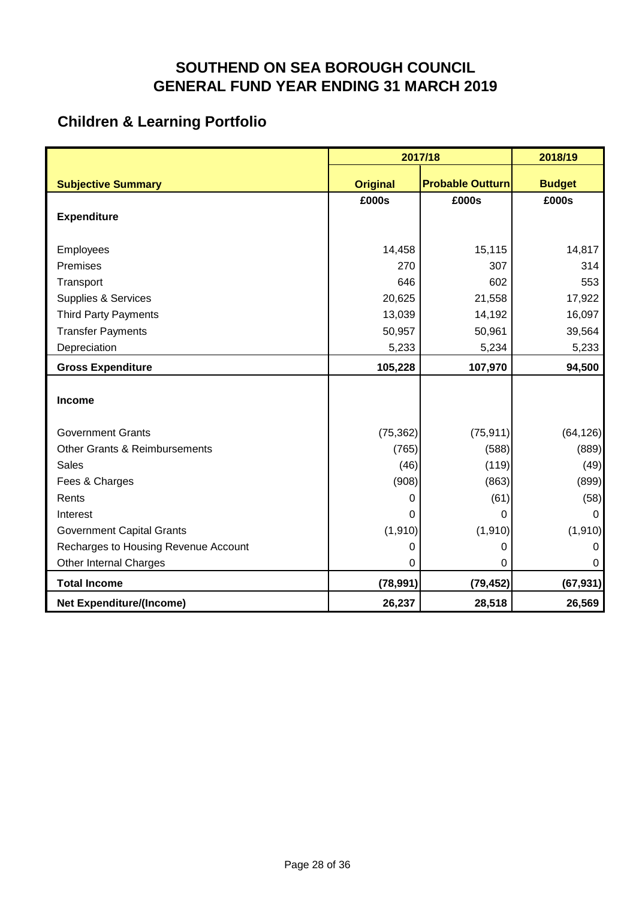# SOUTHEND ON SEA BOROUGH COUNCIL
# GENERAL FUND YEAR ENDING 31 MARCH 2019

## Children & Learning Portfolio

| | 2017/18 | | 2018/19 |
|---|---|---|---|
| **Subjective Summary** | **Original** | **Probable Outturn** | **Budget** |
| | **£000s** | **£000s** | **£000s** |
| **Expenditure** | | | |
| Employees | 14,458 | 15,115 | 14,817 |
| Premises | 270 | 307 | 314 |
| Transport | 646 | 602 | 553 |
| Supplies & Services | 20,625 | 21,558 | 17,922 |
| Third Party Payments | 13,039 | 14,192 | 16,097 |
| Transfer Payments | 50,957 | 50,961 | 39,564 |
| Depreciation | 5,233 | 5,234 | 5,233 |
| **Gross Expenditure** | **105,228** | **107,970** | **94,500** |
| **Income** | | | |
| Government Grants | (75,362) | (75,911) | (64,126) |
| Other Grants & Reimbursements | (765) | (588) | (889) |
| Sales | (46) | (119) | (49) |
| Fees & Charges | (908) | (863) | (899) |
| Rents | 0 | (61) | (58) |
| Interest | 0 | 0 | 0 |
| Government Capital Grants | (1,910) | (1,910) | (1,910) |
| Recharges to Housing Revenue Account | 0 | 0 | 0 |
| Other Internal Charges | 0 | 0 | 0 |
| **Total Income** | **(78,991)** | **(79,452)** | **(67,931)** |
| **Net Expenditure/(Income)** | **26,237** | **28,518** | **26,569** |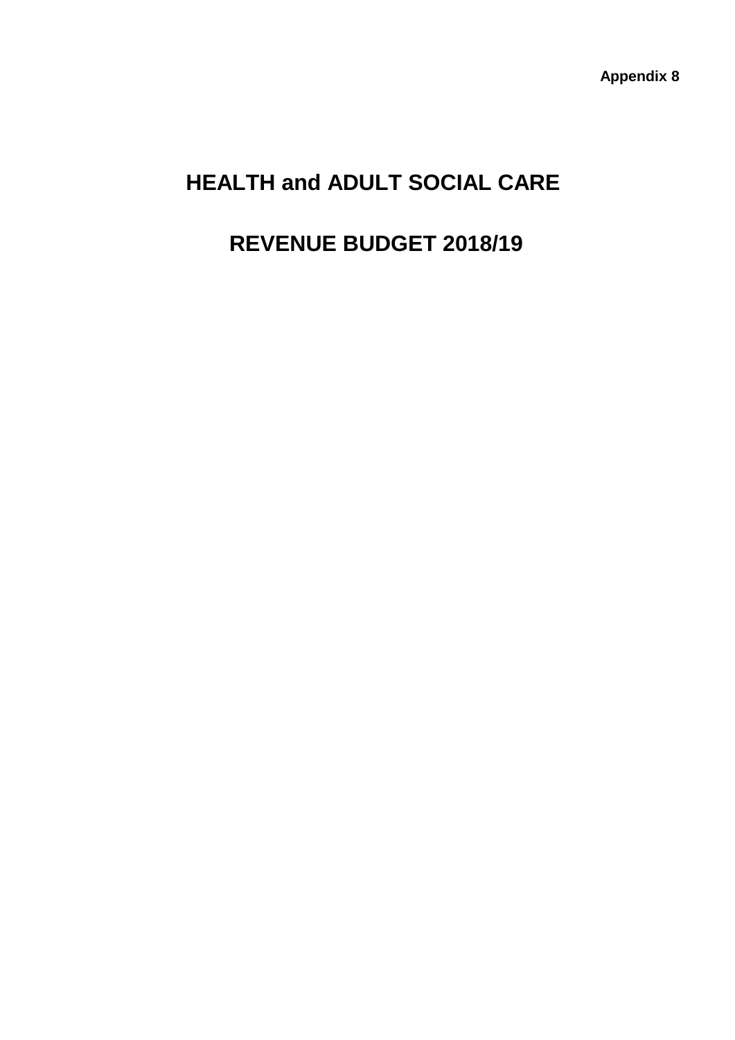**Appendix 8**

# HEALTH and ADULT SOCIAL CARE

# REVENUE BUDGET 2018/19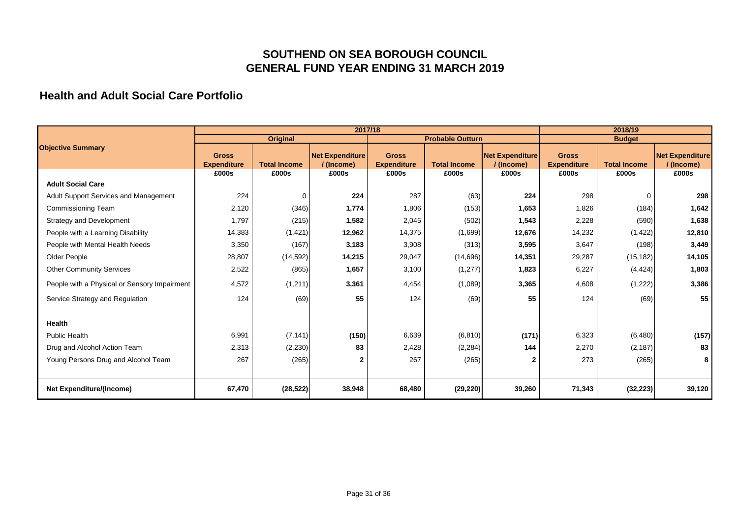# SOUTHEND ON SEA BOROUGH COUNCIL
# GENERAL FUND YEAR ENDING 31 MARCH 2019

## Health and Adult Social Care Portfolio

| Objective Summary | 2017/18 | | | | | | 2018/19 | | |
|---|---|---|---|---|---|---|---|---|---|
| | Original | | | Probable Outturn | | | Budget | | |
| | Gross Expenditure | Total Income | Net Expenditure / (Income) | Gross Expenditure | Total Income | Net Expenditure / (Income) | Gross Expenditure | Total Income | Net Expenditure / (Income) |
| | £000s | £000s | £000s | £000s | £000s | £000s | £000s | £000s | £000s |
| **Adult Social Care** | | | | | | | | | |
| Adult Support Services and Management | 224 | 0 | **224** | 287 | (63) | **224** | 298 | 0 | **298** |
| Commissioning Team | 2,120 | (346) | **1,774** | 1,806 | (153) | **1,653** | 1,826 | (184) | **1,642** |
| Strategy and Development | 1,797 | (215) | **1,582** | 2,045 | (502) | **1,543** | 2,228 | (590) | **1,638** |
| People with a Learning Disability | 14,383 | (1,421) | **12,962** | 14,375 | (1,699) | **12,676** | 14,232 | (1,422) | **12,810** |
| People with Mental Health Needs | 3,350 | (167) | **3,183** | 3,908 | (313) | **3,595** | 3,647 | (198) | **3,449** |
| Older People | 28,807 | (14,592) | **14,215** | 29,047 | (14,696) | **14,351** | 29,287 | (15,182) | **14,105** |
| Other Community Services | 2,522 | (865) | **1,657** | 3,100 | (1,277) | **1,823** | 6,227 | (4,424) | **1,803** |
| People with a Physical or Sensory Impairment | 4,572 | (1,211) | **3,361** | 4,454 | (1,089) | **3,365** | 4,608 | (1,222) | **3,386** |
| Service Strategy and Regulation | 124 | (69) | **55** | 124 | (69) | **55** | 124 | (69) | **55** |
| **Health** | | | | | | | | | |
| Public Health | 6,991 | (7,141) | **(150)** | 6,639 | (6,810) | **(171)** | 6,323 | (6,480) | **(157)** |
| Drug and Alcohol Action Team | 2,313 | (2,230) | **83** | 2,428 | (2,284) | **144** | 2,270 | (2,187) | **83** |
| Young Persons Drug and Alcohol Team | 267 | (265) | **2** | 267 | (265) | **2** | 273 | (265) | **8** |
| **Net Expenditure/(Income)** | **67,470** | **(28,522)** | **38,948** | **68,480** | **(29,220)** | **39,260** | **71,343** | **(32,223)** | **39,120** |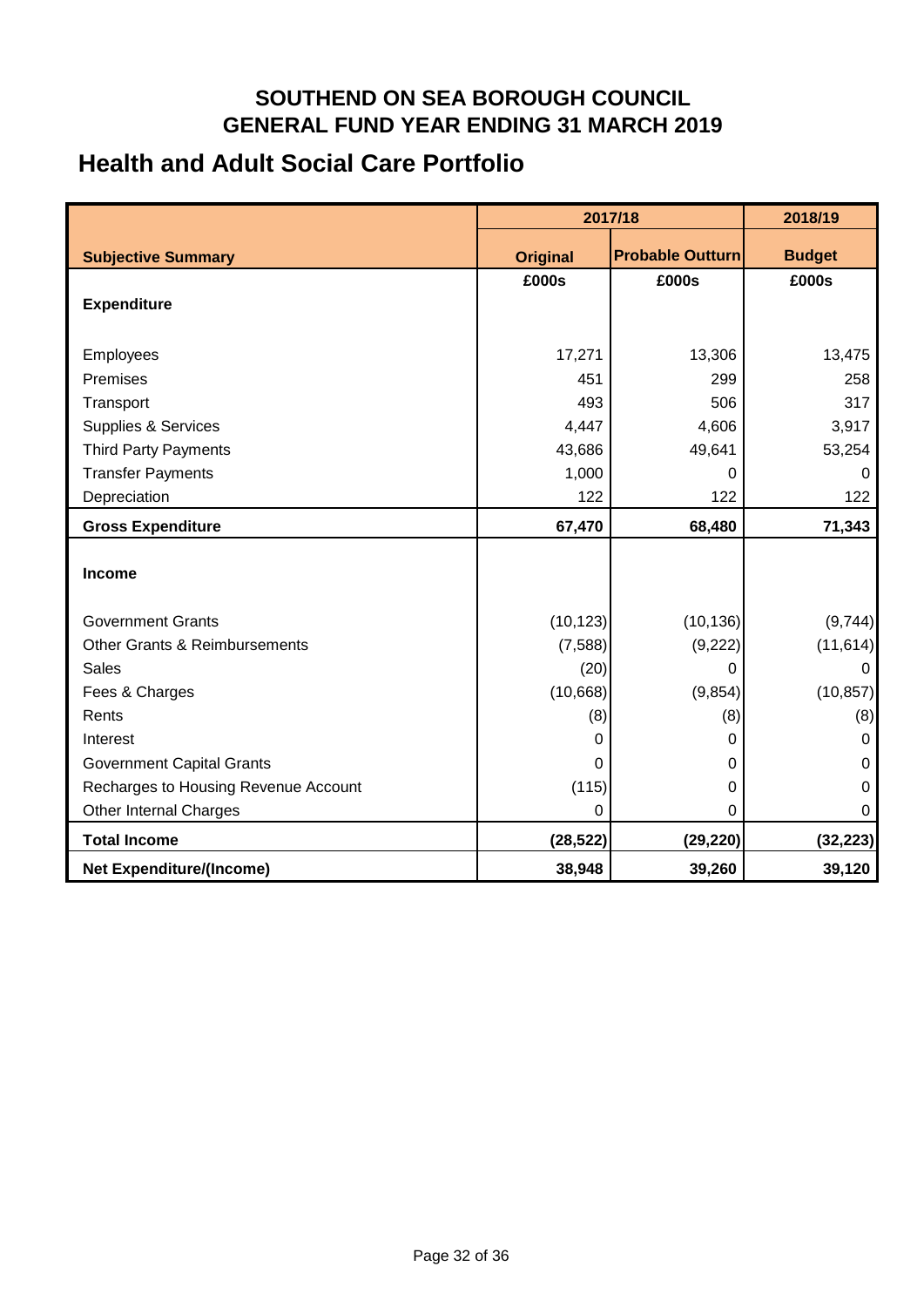# SOUTHEND ON SEA BOROUGH COUNCIL
# GENERAL FUND YEAR ENDING 31 MARCH 2019

## Health and Adult Social Care Portfolio

| | 2017/18 | | 2018/19 |
|---|---|---|---|
| **Subjective Summary** | **Original** | **Probable Outturn** | **Budget** |
| | **£000s** | **£000s** | **£000s** |
| **Expenditure** | | | |
| Employees | 17,271 | 13,306 | 13,475 |
| Premises | 451 | 299 | 258 |
| Transport | 493 | 506 | 317 |
| Supplies & Services | 4,447 | 4,606 | 3,917 |
| Third Party Payments | 43,686 | 49,641 | 53,254 |
| Transfer Payments | 1,000 | 0 | 0 |
| Depreciation | 122 | 122 | 122 |
| **Gross Expenditure** | **67,470** | **68,480** | **71,343** |
| **Income** | | | |
| Government Grants | (10,123) | (10,136) | (9,744) |
| Other Grants & Reimbursements | (7,588) | (9,222) | (11,614) |
| Sales | (20) | 0 | 0 |
| Fees & Charges | (10,668) | (9,854) | (10,857) |
| Rents | (8) | (8) | (8) |
| Interest | 0 | 0 | 0 |
| Government Capital Grants | 0 | 0 | 0 |
| Recharges to Housing Revenue Account | (115) | 0 | 0 |
| Other Internal Charges | 0 | 0 | 0 |
| **Total Income** | **(28,522)** | **(29,220)** | **(32,223)** |
| **Net Expenditure/(Income)** | **38,948** | **39,260** | **39,120** |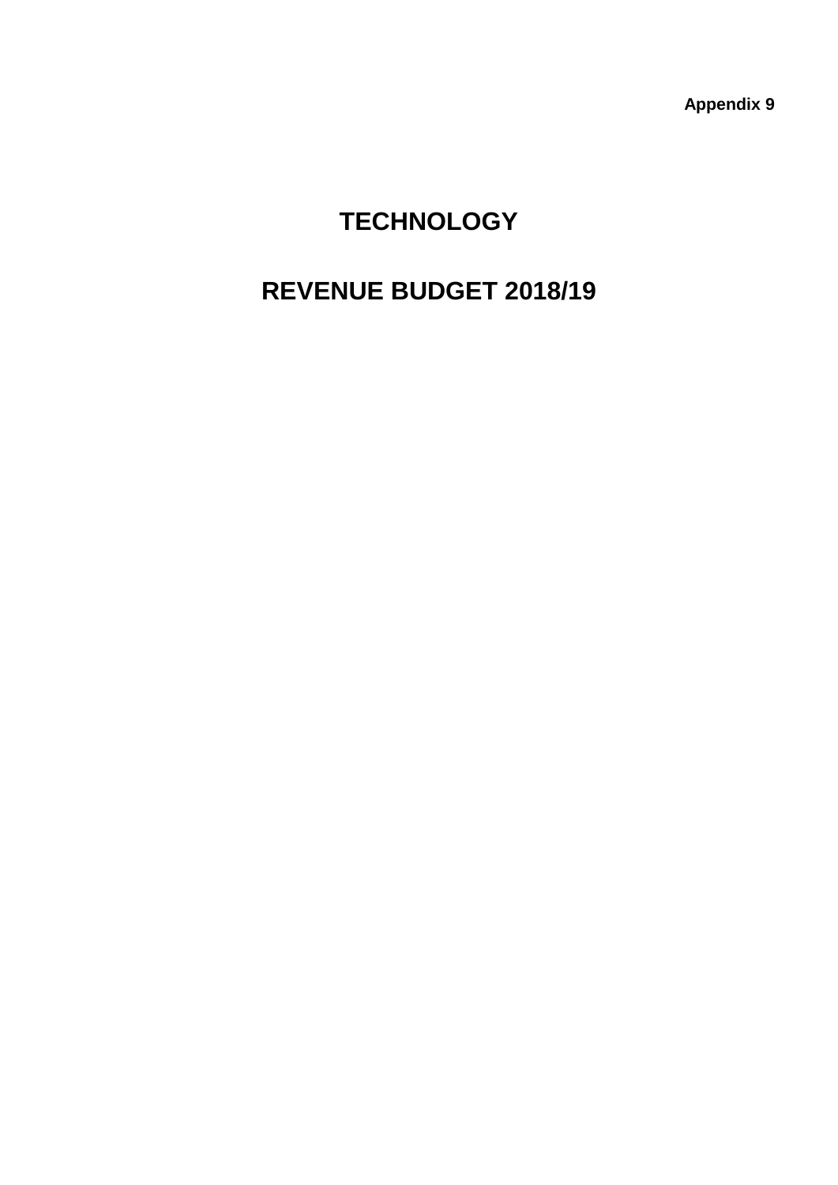**Appendix 9**

# TECHNOLOGY

# REVENUE BUDGET 2018/19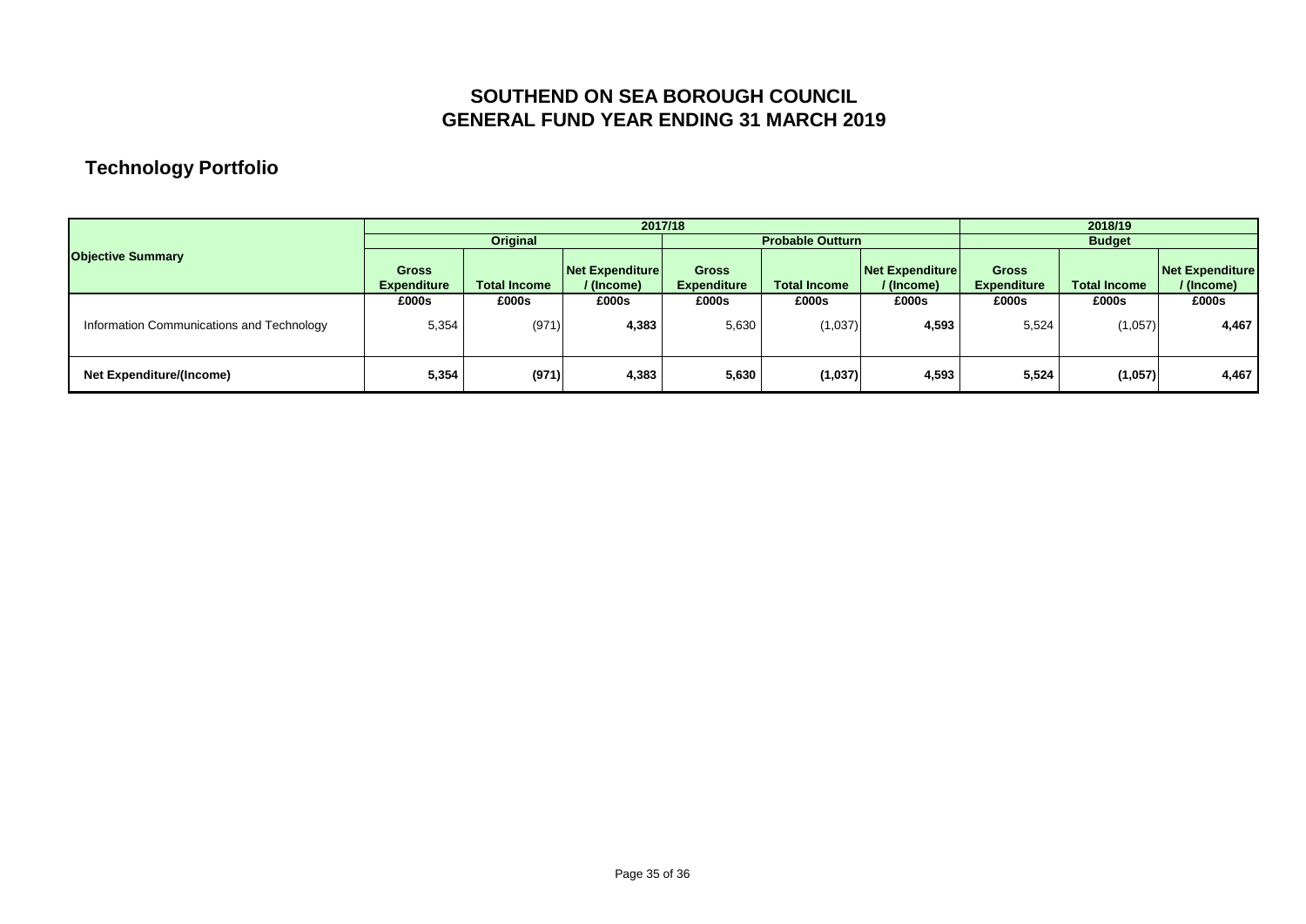# SOUTHEND ON SEA BOROUGH COUNCIL
# GENERAL FUND YEAR ENDING 31 MARCH 2019

## Technology Portfolio

| Objective Summary | 2017/18 | | | | | | 2018/19 | | |
|---|---|---|---|---|---|---|---|---|---|
| | Original | | | Probable Outturn | | | Budget | | |
| | Gross Expenditure | Total Income | Net Expenditure / (Income) | Gross Expenditure | Total Income | Net Expenditure / (Income) | Gross Expenditure | Total Income | Net Expenditure / (Income) |
| | £000s | £000s | £000s | £000s | £000s | £000s | £000s | £000s | £000s |
| Information Communications and Technology | 5,354 | (971) | **4,383** | 5,630 | (1,037) | **4,593** | 5,524 | (1,057) | **4,467** |
| **Net Expenditure/(Income)** | **5,354** | **(971)** | **4,383** | **5,630** | **(1,037)** | **4,593** | **5,524** | **(1,057)** | **4,467** |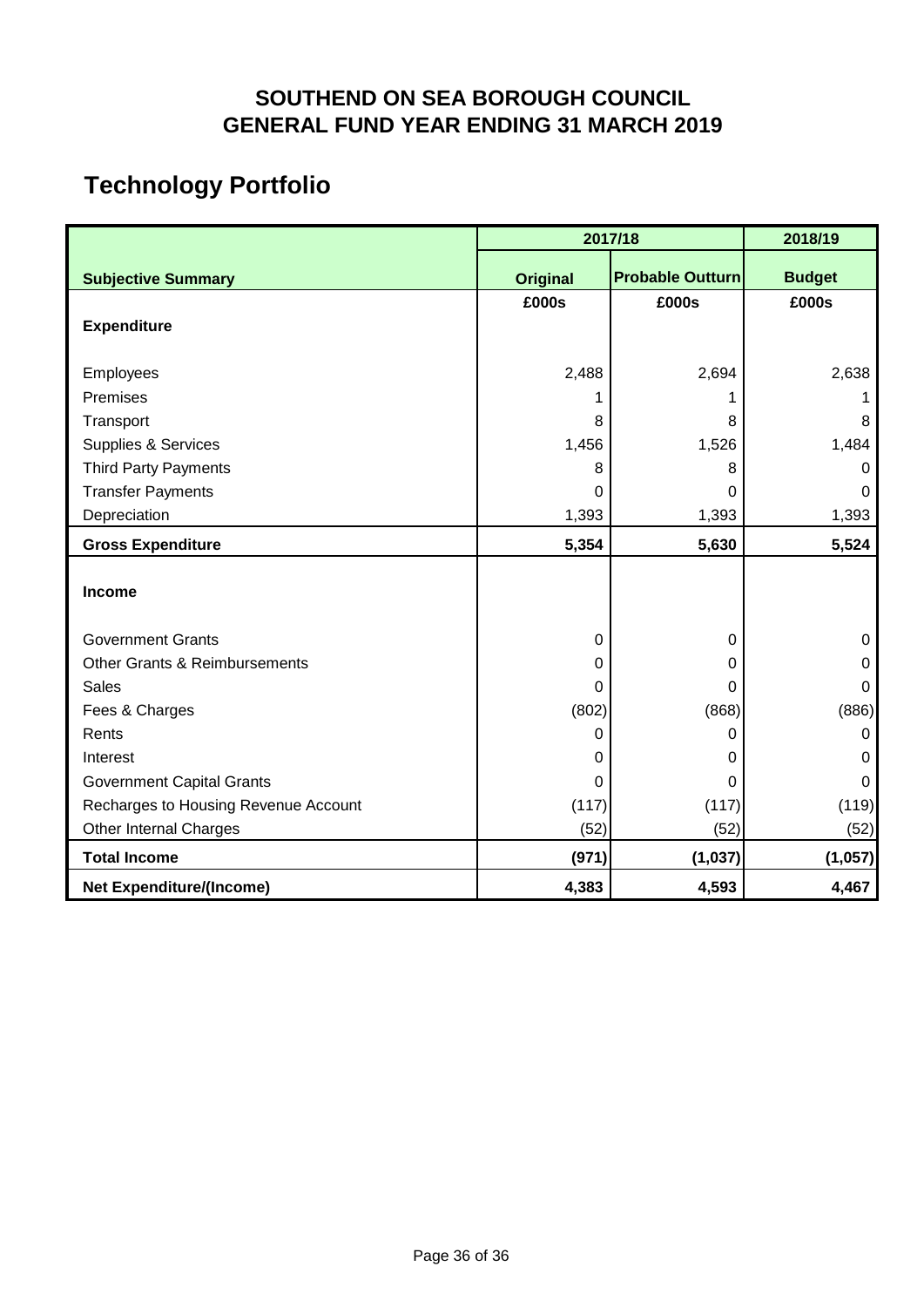# SOUTHEND ON SEA BOROUGH COUNCIL
# GENERAL FUND YEAR ENDING 31 MARCH 2019

## Technology Portfolio

| | 2017/18 | | 2018/19 |
|---|---|---|---|
| **Subjective Summary** | **Original** | **Probable Outturn** | **Budget** |
| | **£000s** | **£000s** | **£000s** |
| **Expenditure** | | | |
| Employees | 2,488 | 2,694 | 2,638 |
| Premises | 1 | 1 | 1 |
| Transport | 8 | 8 | 8 |
| Supplies & Services | 1,456 | 1,526 | 1,484 |
| Third Party Payments | 8 | 8 | 0 |
| Transfer Payments | 0 | 0 | 0 |
| Depreciation | 1,393 | 1,393 | 1,393 |
| **Gross Expenditure** | **5,354** | **5,630** | **5,524** |
| **Income** | | | |
| Government Grants | 0 | 0 | 0 |
| Other Grants & Reimbursements | 0 | 0 | 0 |
| Sales | 0 | 0 | 0 |
| Fees & Charges | (802) | (868) | (886) |
| Rents | 0 | 0 | 0 |
| Interest | 0 | 0 | 0 |
| Government Capital Grants | 0 | 0 | 0 |
| Recharges to Housing Revenue Account | (117) | (117) | (119) |
| Other Internal Charges | (52) | (52) | (52) |
| **Total Income** | **(971)** | **(1,037)** | **(1,057)** |
| **Net Expenditure/(Income)** | **4,383** | **4,593** | **4,467** |